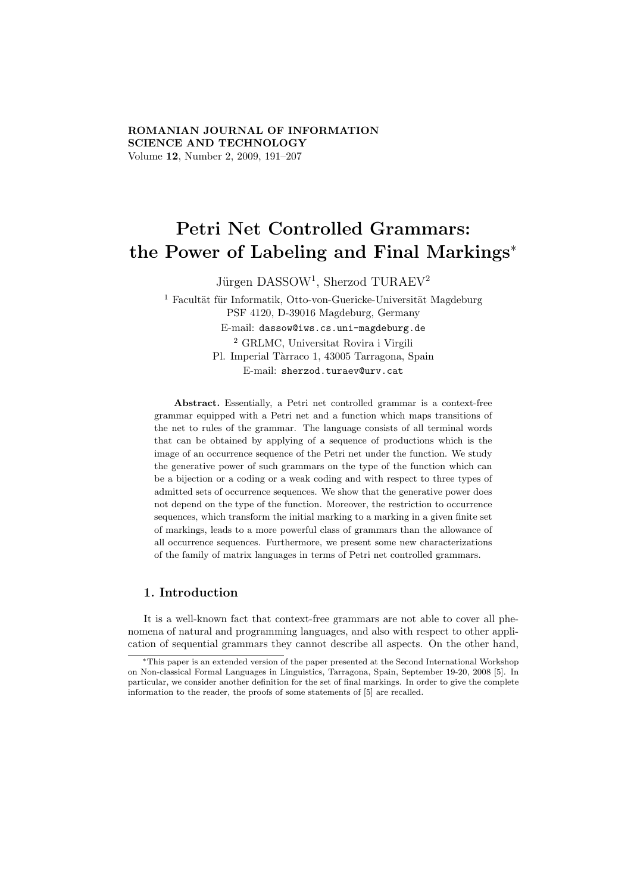**ROMANIAN JOURNAL OF INFORMATION SCIENCE AND TECHNOLOGY**
Volume **12**, Number 2, 2009, 191–207

# Petri Net Controlled Grammars: the Power of Labeling and Final Markings*

Jürgen DASSOW[1], Sherzod TURAEV[2]

[1] Facultät für Informatik, Otto-von-Guericke-Universität Magdeburg
PSF 4120, D-39016 Magdeburg, Germany
E-mail: dassow@iws.cs.uni-magdeburg.de

[2] GRLMC, Universitat Rovira i Virgili
Pl. Imperial Tàrraco 1, 43005 Tarragona, Spain
E-mail: sherzod.turaev@urv.cat

**Abstract.** Essentially, a Petri net controlled grammar is a context-free grammar equipped with a Petri net and a function which maps transitions of the net to rules of the grammar. The language consists of all terminal words that can be obtained by applying of a sequence of productions which is the image of an occurrence sequence of the Petri net under the function. We study the generative power of such grammars on the type of the function which can be a bijection or a coding or a weak coding and with respect to three types of admitted sets of occurrence sequences. We show that the generative power does not depend on the type of the function. Moreover, the restriction to occurrence sequences, which transform the initial marking to a marking in a given finite set of markings, leads to a more powerful class of grammars than the allowance of all occurrence sequences. Furthermore, we present some new characterizations of the family of matrix languages in terms of Petri net controlled grammars.

## 1. Introduction

It is a well-known fact that context-free grammars are not able to cover all phenomena of natural and programming languages, and also with respect to other application of sequential grammars they cannot describe all aspects. On the other hand,

*This paper is an extended version of the paper presented at the Second International Workshop on Non-classical Formal Languages in Linguistics, Tarragona, Spain, September 19-20, 2008 [5]. In particular, we consider another definition for the set of final markings. In order to give the complete information to the reader, the proofs of some statements of [5] are recalled.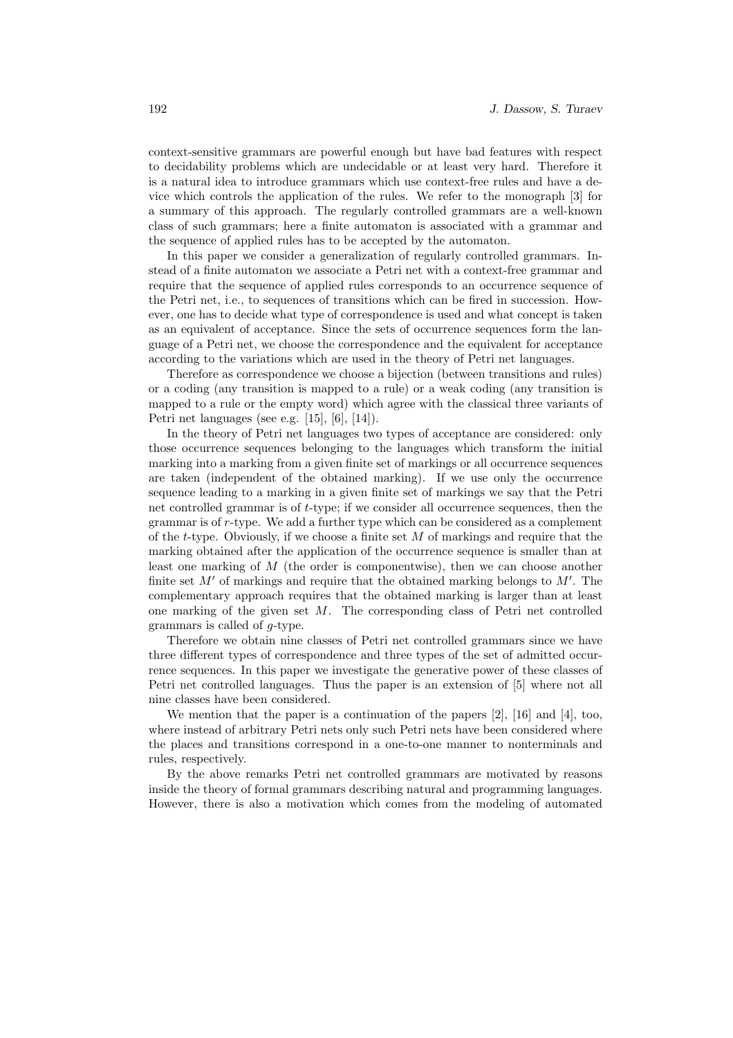context-sensitive grammars are powerful enough but have bad features with respect to decidability problems which are undecidable or at least very hard. Therefore it is a natural idea to introduce grammars which use context-free rules and have a device which controls the application of the rules. We refer to the monograph [3] for a summary of this approach. The regularly controlled grammars are a well-known class of such grammars; here a finite automaton is associated with a grammar and the sequence of applied rules has to be accepted by the automaton.

In this paper we consider a generalization of regularly controlled grammars. Instead of a finite automaton we associate a Petri net with a context-free grammar and require that the sequence of applied rules corresponds to an occurrence sequence of the Petri net, i.e., to sequences of transitions which can be fired in succession. However, one has to decide what type of correspondence is used and what concept is taken as an equivalent of acceptance. Since the sets of occurrence sequences form the language of a Petri net, we choose the correspondence and the equivalent for acceptance according to the variations which are used in the theory of Petri net languages.

Therefore as correspondence we choose a bijection (between transitions and rules) or a coding (any transition is mapped to a rule) or a weak coding (any transition is mapped to a rule or the empty word) which agree with the classical three variants of Petri net languages (see e.g. [15], [6], [14]).

In the theory of Petri net languages two types of acceptance are considered: only those occurrence sequences belonging to the languages which transform the initial marking into a marking from a given finite set of markings or all occurrence sequences are taken (independent of the obtained marking). If we use only the occurrence sequence leading to a marking in a given finite set of markings we say that the Petri net controlled grammar is of $t$-type; if we consider all occurrence sequences, then the grammar is of $r$-type. We add a further type which can be considered as a complement of the $t$-type. Obviously, if we choose a finite set $M$ of markings and require that the marking obtained after the application of the occurrence sequence is smaller than at least one marking of $M$ (the order is componentwise), then we can choose another finite set $M'$ of markings and require that the obtained marking belongs to $M'$. The complementary approach requires that the obtained marking is larger than at least one marking of the given set $M$. The corresponding class of Petri net controlled grammars is called of $g$-type.

Therefore we obtain nine classes of Petri net controlled grammars since we have three different types of correspondence and three types of the set of admitted occurrence sequences. In this paper we investigate the generative power of these classes of Petri net controlled languages. Thus the paper is an extension of [5] where not all nine classes have been considered.

We mention that the paper is a continuation of the papers [2], [16] and [4], too, where instead of arbitrary Petri nets only such Petri nets have been considered where the places and transitions correspond in a one-to-one manner to nonterminals and rules, respectively.

By the above remarks Petri net controlled grammars are motivated by reasons inside the theory of formal grammars describing natural and programming languages. However, there is also a motivation which comes from the modeling of automated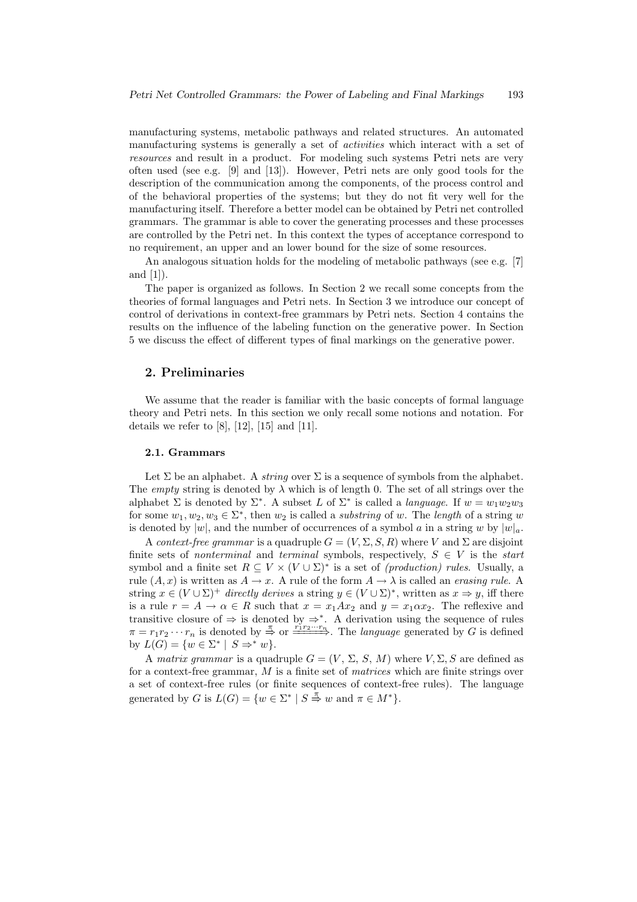manufacturing systems, metabolic pathways and related structures. An automated manufacturing systems is generally a set of *activities* which interact with a set of *resources* and result in a product. For modeling such systems Petri nets are very often used (see e.g. [9] and [13]). However, Petri nets are only good tools for the description of the communication among the components, of the process control and of the behavioral properties of the systems; but they do not fit very well for the manufacturing itself. Therefore a better model can be obtained by Petri net controlled grammars. The grammar is able to cover the generating processes and these processes are controlled by the Petri net. In this context the types of acceptance correspond to no requirement, an upper and an lower bound for the size of some resources.

An analogous situation holds for the modeling of metabolic pathways (see e.g. [7] and [1]).

The paper is organized as follows. In Section 2 we recall some concepts from the theories of formal languages and Petri nets. In Section 3 we introduce our concept of control of derivations in context-free grammars by Petri nets. Section 4 contains the results on the influence of the labeling function on the generative power. In Section 5 we discuss the effect of different types of final markings on the generative power.

## 2. Preliminaries

We assume that the reader is familiar with the basic concepts of formal language theory and Petri nets. In this section we only recall some notions and notation. For details we refer to [8], [12], [15] and [11].

### 2.1. Grammars

Let $\Sigma$ be an alphabet. A *string* over $\Sigma$ is a sequence of symbols from the alphabet. The *empty* string is denoted by $\lambda$ which is of length 0. The set of all strings over the alphabet $\Sigma$ is denoted by $\Sigma^*$. A subset $L$ of $\Sigma^*$ is called a *language*. If $w = w_1w_2w_3$ for some $w_1, w_2, w_3 \in \Sigma^*$, then $w_2$ is called a *substring* of $w$. The *length* of a string $w$ is denoted by $|w|$, and the number of occurrences of a symbol $a$ in a string $w$ by $|w|_a$.

A *context-free grammar* is a quadruple $G = (V, \Sigma, S, R)$ where $V$ and $\Sigma$ are disjoint finite sets of *nonterminal* and *terminal* symbols, respectively, $S \in V$ is the *start* symbol and a finite set $R \subseteq V \times (V \cup \Sigma)^*$ is a set of *(production) rules*. Usually, a rule $(A, x)$ is written as $A \to x$. A rule of the form $A \to \lambda$ is called an *erasing rule*. A string $x \in (V \cup \Sigma)^+$ *directly derives* a string $y \in (V \cup \Sigma)^*$, written as $x \Rightarrow y$, iff there is a rule $r = A \to \alpha \in R$ such that $x = x_1Ax_2$ and $y = x_1\alpha x_2$. The reflexive and transitive closure of $\Rightarrow$ is denoted by $\Rightarrow^*$. A derivation using the sequence of rules $\pi = r_1r_2\cdots r_n$ is denoted by $\stackrel{\pi}{\Rightarrow}$ or $\xRightarrow{r_1r_2\cdots r_n}$. The *language* generated by $G$ is defined by $L(G) = \{w \in \Sigma^* \mid S \Rightarrow^* w\}$.

A *matrix grammar* is a quadruple $G = (V, \Sigma, S, M)$ where $V, \Sigma, S$ are defined as for a context-free grammar, $M$ is a finite set of *matrices* which are finite strings over a set of context-free rules (or finite sequences of context-free rules). The language generated by $G$ is $L(G) = \{w \in \Sigma^* \mid S \stackrel{\pi}{\Rightarrow} w \text{ and } \pi \in M^*\}$.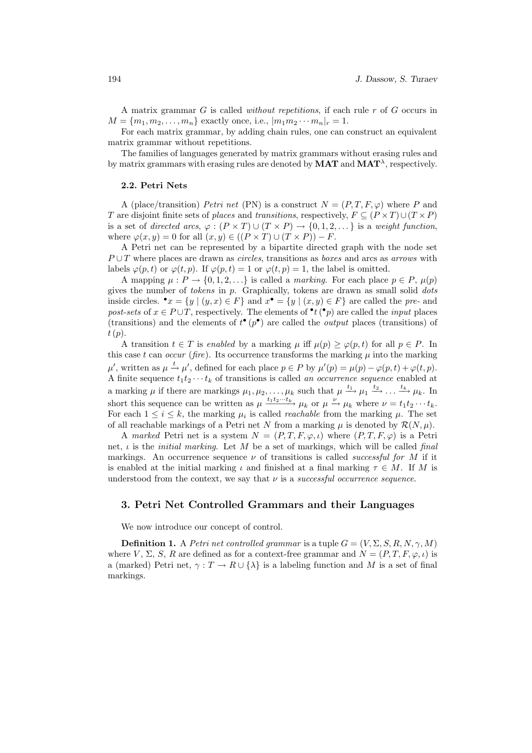A matrix grammar $G$ is called *without repetitions*, if each rule $r$ of $G$ occurs in $M = \{m_1, m_2, \ldots, m_n\}$ exactly once, i.e., $|m_1 m_2 \cdots m_n|_r = 1$.

For each matrix grammar, by adding chain rules, one can construct an equivalent matrix grammar without repetitions.

The families of languages generated by matrix grammars without erasing rules and by matrix grammars with erasing rules are denoted by $\mathbf{MAT}$ and $\mathbf{MAT}^\lambda$, respectively.

### 2.2. Petri Nets

A (place/transition) *Petri net* (PN) is a construct $N = (P, T, F, \varphi)$ where $P$ and $T$ are disjoint finite sets of *places* and *transitions*, respectively, $F \subseteq (P \times T) \cup (T \times P)$ is a set of *directed arcs*, $\varphi : (P \times T) \cup (T \times P) \to \{0, 1, 2, \ldots\}$ is a *weight function*, where $\varphi(x, y) = 0$ for all $(x, y) \in ((P \times T) \cup (T \times P)) - F$.

A Petri net can be represented by a bipartite directed graph with the node set $P \cup T$ where places are drawn as *circles*, transitions as *boxes* and arcs as *arrows* with labels $\varphi(p, t)$ or $\varphi(t, p)$. If $\varphi(p, t) = 1$ or $\varphi(t, p) = 1$, the label is omitted.

A mapping $\mu : P \to \{0, 1, 2, \ldots\}$ is called a *marking*. For each place $p \in P$, $\mu(p)$ gives the number of *tokens* in $p$. Graphically, tokens are drawn as small solid *dots* inside circles. ${}^\bullet x = \{y \mid (y, x) \in F\}$ and $x^\bullet = \{y \mid (x, y) \in F\}$ are called the *pre-* and *post-sets* of $x \in P \cup T$, respectively. The elements of ${}^\bullet t$ (${}^\bullet p$) are called the *input* places (transitions) and the elements of $t^\bullet$ ($p^\bullet$) are called the *output* places (transitions) of $t$ ($p$).

A transition $t \in T$ is *enabled* by a marking $\mu$ iff $\mu(p) \geq \varphi(p, t)$ for all $p \in P$. In this case $t$ can *occur* (*fire*). Its occurrence transforms the marking $\mu$ into the marking $\mu'$, written as $\mu \xrightarrow{t} \mu'$, defined for each place $p \in P$ by $\mu'(p) = \mu(p) - \varphi(p, t) + \varphi(t, p)$. A finite sequence $t_1 t_2 \cdots t_k$ of transitions is called *an occurrence sequence* enabled at a marking $\mu$ if there are markings $\mu_1, \mu_2, \ldots, \mu_k$ such that $\mu \xrightarrow{t_1} \mu_1 \xrightarrow{t_2} \ldots \xrightarrow{t_k} \mu_k$. In short this sequence can be written as $\mu \xrightarrow{t_1 t_2 \cdots t_k} \mu_k$ or $\mu \xrightarrow{\nu} \mu_k$ where $\nu = t_1 t_2 \cdots t_k$. For each $1 \leq i \leq k$, the marking $\mu_i$ is called *reachable* from the marking $\mu$. The set of all reachable markings of a Petri net $N$ from a marking $\mu$ is denoted by $\mathcal{R}(N, \mu)$.

A *marked* Petri net is a system $N = (P, T, F, \varphi, \iota)$ where $(P, T, F, \varphi)$ is a Petri net, $\iota$ is the *initial marking*. Let $M$ be a set of markings, which will be called *final* markings. An occurrence sequence $\nu$ of transitions is called *successful for* $M$ if it is enabled at the initial marking $\iota$ and finished at a final marking $\tau \in M$. If $M$ is understood from the context, we say that $\nu$ is a *successful occurrence sequence*.

## 3. Petri Net Controlled Grammars and their Languages

We now introduce our concept of control.

**Definition 1.** A *Petri net controlled grammar* is a tuple $G = (V, \Sigma, S, R, N, \gamma, M)$ where $V$, $\Sigma$, $S$, $R$ are defined as for a context-free grammar and $N = (P, T, F, \varphi, \iota)$ is a (marked) Petri net, $\gamma : T \to R \cup \{\lambda\}$ is a labeling function and $M$ is a set of final markings.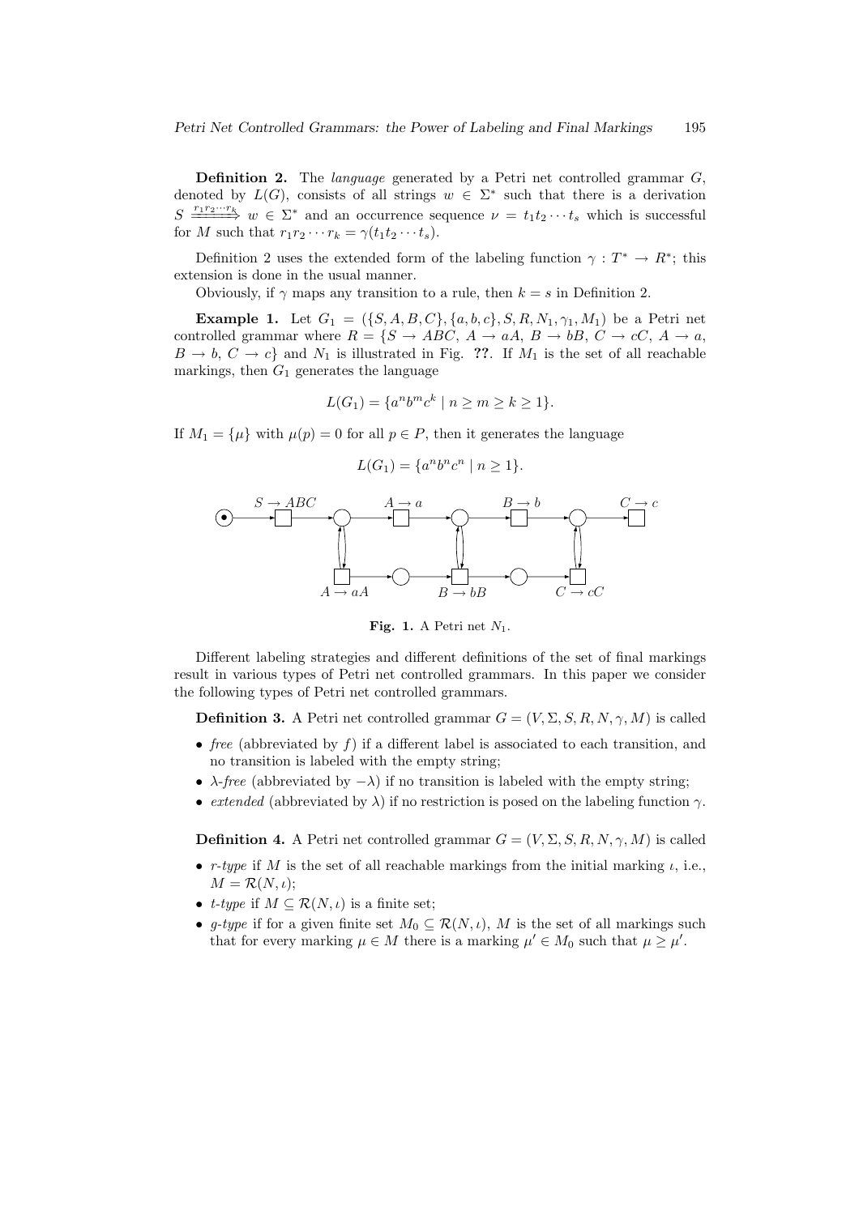**Definition 2.** The *language* generated by a Petri net controlled grammar $G$, denoted by $L(G)$, consists of all strings $w \in \Sigma^*$ such that there is a derivation $S \xRightarrow{r_1 r_2 \cdots r_k} w \in \Sigma^*$ and an occurrence sequence $\nu = t_1 t_2 \cdots t_s$ which is successful for $M$ such that $r_1 r_2 \cdots r_k = \gamma(t_1 t_2 \cdots t_s)$.

Definition 2 uses the extended form of the labeling function $\gamma : T^* \to R^*$; this extension is done in the usual manner.

Obviously, if $\gamma$ maps any transition to a rule, then $k = s$ in Definition 2.

**Example 1.** Let $G_1 = (\{S, A, B, C\}, \{a, b, c\}, S, R, N_1, \gamma_1, M_1)$ be a Petri net controlled grammar where $R = \{S \to ABC,\ A \to aA,\ B \to bB,\ C \to cC,\ A \to a,\ B \to b,\ C \to c\}$ and $N_1$ is illustrated in Fig. **??**. If $M_1$ is the set of all reachable markings, then $G_1$ generates the language

$$L(G_1) = \{a^n b^m c^k \mid n \geq m \geq k \geq 1\}.$$

If $M_1 = \{\mu\}$ with $\mu(p) = 0$ for all $p \in P$, then it generates the language

$$L(G_1) = \{a^n b^n c^n \mid n \geq 1\}.$$

**Fig. 1.** A Petri net $N_1$.

Different labeling strategies and different definitions of the set of final markings result in various types of Petri net controlled grammars. In this paper we consider the following types of Petri net controlled grammars.

**Definition 3.** A Petri net controlled grammar $G = (V, \Sigma, S, R, N, \gamma, M)$ is called

- *free* (abbreviated by $f$) if a different label is associated to each transition, and no transition is labeled with the empty string;
- *$\lambda$-free* (abbreviated by $-\lambda$) if no transition is labeled with the empty string;
- *extended* (abbreviated by $\lambda$) if no restriction is posed on the labeling function $\gamma$.

**Definition 4.** A Petri net controlled grammar $G = (V, \Sigma, S, R, N, \gamma, M)$ is called

- *r-type* if $M$ is the set of all reachable markings from the initial marking $\iota$, i.e., $M = \mathcal{R}(N, \iota)$;
- *t-type* if $M \subseteq \mathcal{R}(N, \iota)$ is a finite set;
- *g-type* if for a given finite set $M_0 \subseteq \mathcal{R}(N, \iota)$, $M$ is the set of all markings such that for every marking $\mu \in M$ there is a marking $\mu' \in M_0$ such that $\mu \geq \mu'$.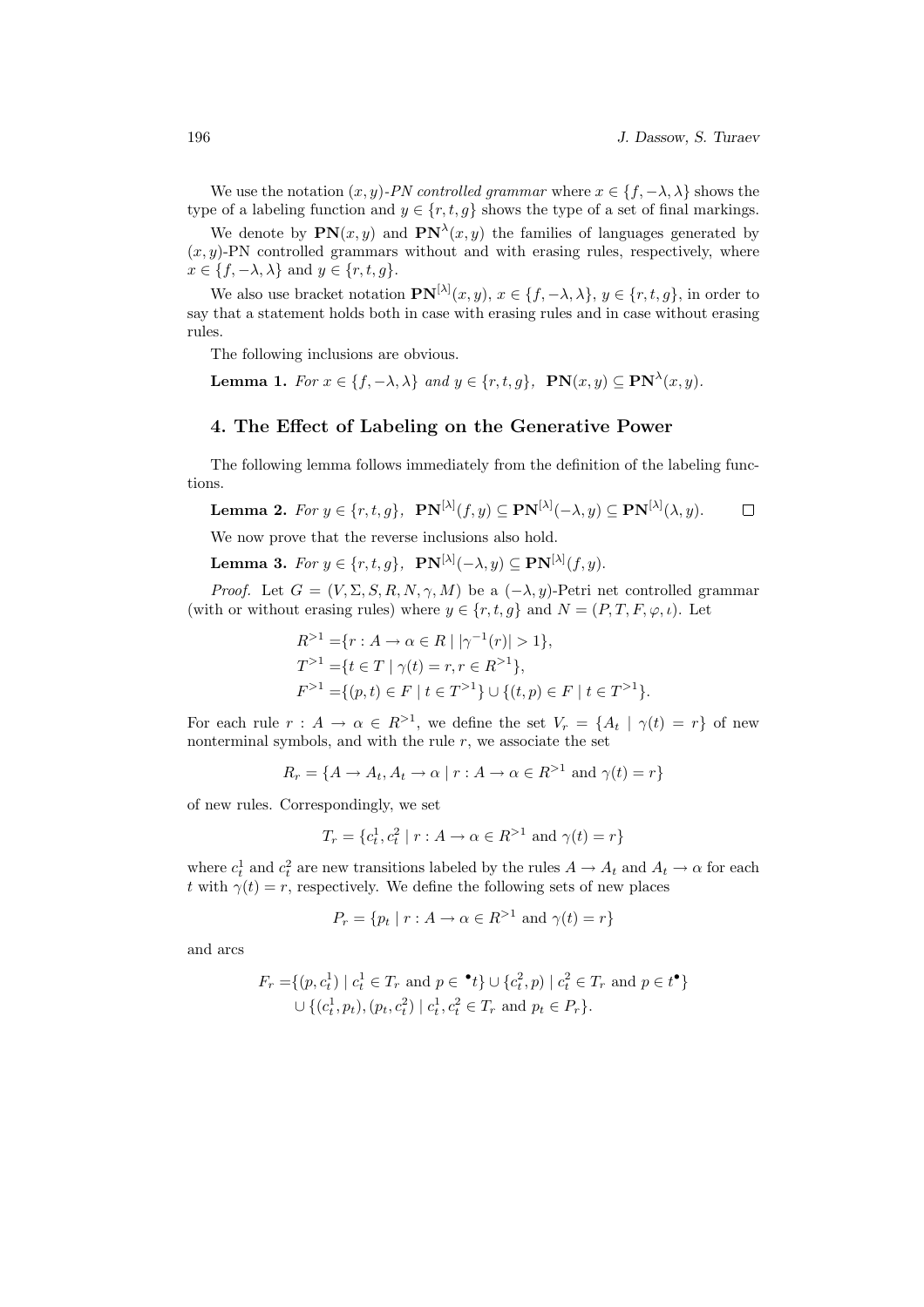We use the notation $(x, y)$-*PN controlled grammar* where $x \in \{f, -\lambda, \lambda\}$ shows the type of a labeling function and $y \in \{r, t, g\}$ shows the type of a set of final markings.

We denote by $\mathbf{PN}(x, y)$ and $\mathbf{PN}^\lambda(x, y)$ the families of languages generated by $(x, y)$-PN controlled grammars without and with erasing rules, respectively, where $x \in \{f, -\lambda, \lambda\}$ and $y \in \{r, t, g\}$.

We also use bracket notation $\mathbf{PN}^{[\lambda]}(x, y)$, $x \in \{f, -\lambda, \lambda\}$, $y \in \{r, t, g\}$, in order to say that a statement holds both in case with erasing rules and in case without erasing rules.

The following inclusions are obvious.

**Lemma 1.** *For $x \in \{f, -\lambda, \lambda\}$ and $y \in \{r, t, g\}$, $\mathbf{PN}(x, y) \subseteq \mathbf{PN}^\lambda(x, y)$.*

## 4. The Effect of Labeling on the Generative Power

The following lemma follows immediately from the definition of the labeling functions.

**Lemma 2.** *For $y \in \{r, t, g\}$, $\mathbf{PN}^{[\lambda]}(f, y) \subseteq \mathbf{PN}^{[\lambda]}(-\lambda, y) \subseteq \mathbf{PN}^{[\lambda]}(\lambda, y)$.* $\square$

We now prove that the reverse inclusions also hold.

**Lemma 3.** *For $y \in \{r, t, g\}$, $\mathbf{PN}^{[\lambda]}(-\lambda, y) \subseteq \mathbf{PN}^{[\lambda]}(f, y)$.*

*Proof.* Let $G = (V, \Sigma, S, R, N, \gamma, M)$ be a $(-\lambda, y)$-Petri net controlled grammar (with or without erasing rules) where $y \in \{r, t, g\}$ and $N = (P, T, F, \varphi, \iota)$. Let

$$
\begin{aligned}
R^{>1} &= \{r : A \to \alpha \in R \mid |\gamma^{-1}(r)| > 1\},\\
T^{>1} &= \{t \in T \mid \gamma(t) = r, r \in R^{>1}\},\\
F^{>1} &= \{(p, t) \in F \mid t \in T^{>1}\} \cup \{(t, p) \in F \mid t \in T^{>1}\}.
\end{aligned}
$$

For each rule $r : A \to \alpha \in R^{>1}$, we define the set $V_r = \{A_t \mid \gamma(t) = r\}$ of new nonterminal symbols, and with the rule $r$, we associate the set

$$R_r = \{A \to A_t, A_t \to \alpha \mid r : A \to \alpha \in R^{>1} \text{ and } \gamma(t) = r\}$$

of new rules. Correspondingly, we set

$$T_r = \{c_t^1, c_t^2 \mid r : A \to \alpha \in R^{>1} \text{ and } \gamma(t) = r\}$$

where $c_t^1$ and $c_t^2$ are new transitions labeled by the rules $A \to A_t$ and $A_t \to \alpha$ for each $t$ with $\gamma(t) = r$, respectively. We define the following sets of new places

$$P_r = \{p_t \mid r : A \to \alpha \in R^{>1} \text{ and } \gamma(t) = r\}$$

and arcs

$$
\begin{aligned}
F_r = &\{(p, c_t^1) \mid c_t^1 \in T_r \text{ and } p \in {}^\bullet t\} \cup \{c_t^2, p) \mid c_t^2 \in T_r \text{ and } p \in t^\bullet\}\\
&\cup \{(c_t^1, p_t), (p_t, c_t^2) \mid c_t^1, c_t^2 \in T_r \text{ and } p_t \in P_r\}.
\end{aligned}
$$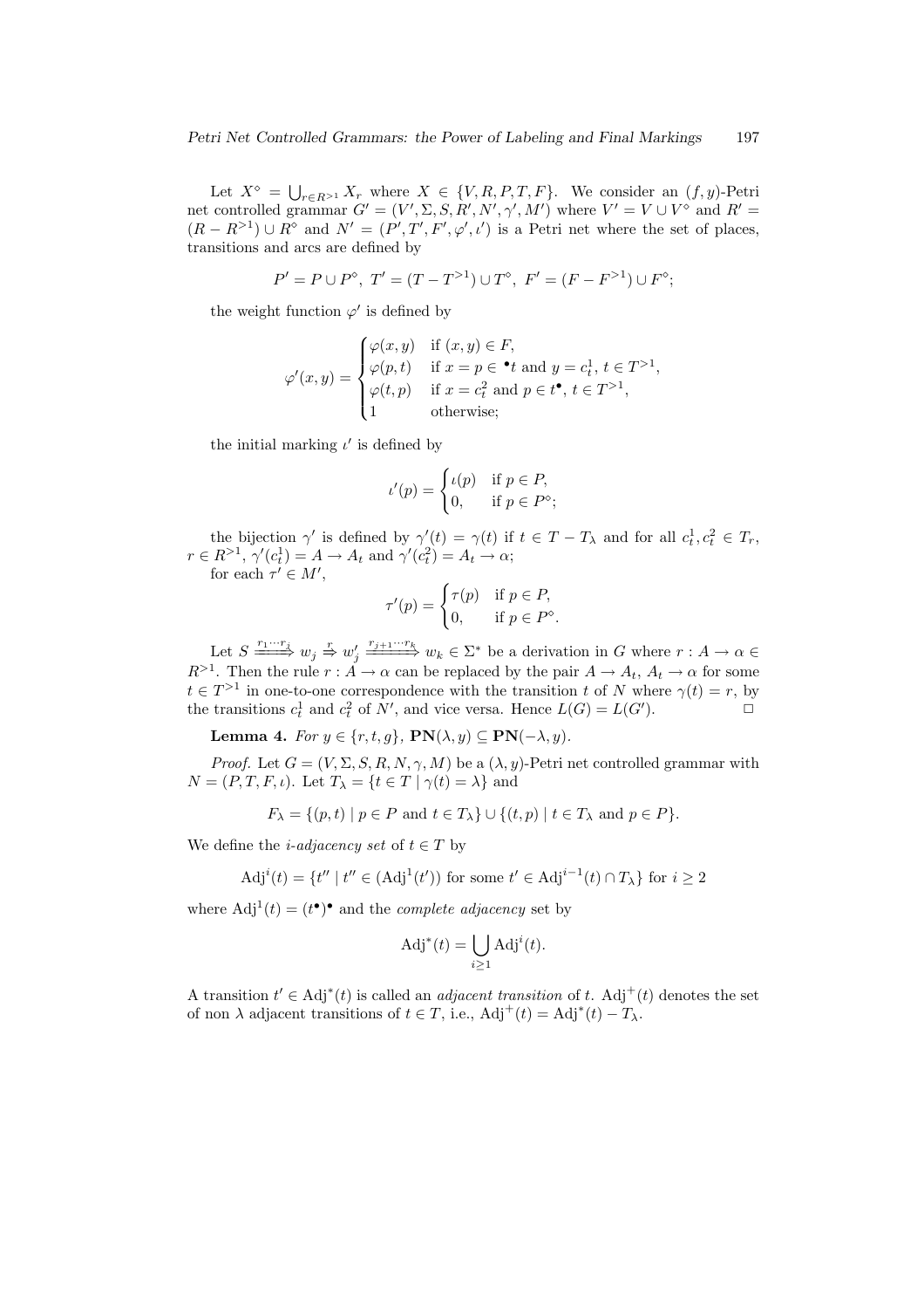Let $X^\diamond = \bigcup_{r \in R^{>1}} X_r$ where $X \in \{V, R, P, T, F\}$. We consider an $(f, y)$-Petri net controlled grammar $G' = (V', \Sigma, S, R', N', \gamma', M')$ where $V' = V \cup V^\diamond$ and $R' = (R - R^{>1}) \cup R^\diamond$ and $N' = (P', T', F', \varphi', \iota')$ is a Petri net where the set of places, transitions and arcs are defined by

$$P' = P \cup P^\diamond,\ T' = (T - T^{>1}) \cup T^\diamond,\ F' = (F - F^{>1}) \cup F^\diamond;$$

the weight function $\varphi'$ is defined by

$$\varphi'(x, y) = \begin{cases} \varphi(x, y) & \text{if } (x, y) \in F, \\ \varphi(p, t) & \text{if } x = p \in {}^\bullet t \text{ and } y = c_t^1,\ t \in T^{>1}, \\ \varphi(t, p) & \text{if } x = c_t^2 \text{ and } p \in t^\bullet,\ t \in T^{>1}, \\ 1 & \text{otherwise;} \end{cases}$$

the initial marking $\iota'$ is defined by

$$\iota'(p) = \begin{cases} \iota(p) & \text{if } p \in P, \\ 0, & \text{if } p \in P^\diamond; \end{cases}$$

the bijection $\gamma'$ is defined by $\gamma'(t) = \gamma(t)$ if $t \in T - T_\lambda$ and for all $c_t^1, c_t^2 \in T_r$, $r \in R^{>1}$, $\gamma'(c_t^1) = A \to A_t$ and $\gamma'(c_t^2) = A_t \to \alpha$;
for each $\tau' \in M'$,

$$\tau'(p) = \begin{cases} \tau(p) & \text{if } p \in P, \\ 0, & \text{if } p \in P^\diamond. \end{cases}$$

Let $S \xRightarrow{r_1 \cdots r_j} w_j \xRightarrow{r} w_j' \xRightarrow{r_{j+1} \cdots r_k} w_k \in \Sigma^*$ be a derivation in $G$ where $r : A \to \alpha \in R^{>1}$. Then the rule $r : A \to \alpha$ can be replaced by the pair $A \to A_t$, $A_t \to \alpha$ for some $t \in T^{>1}$ in one-to-one correspondence with the transition $t$ of $N$ where $\gamma(t) = r$, by the transitions $c_t^1$ and $c_t^2$ of $N'$, and vice versa. Hence $L(G) = L(G')$. $\square$

**Lemma 4.** *For $y \in \{r, t, g\}$, $\mathbf{PN}(\lambda, y) \subseteq \mathbf{PN}(-\lambda, y)$.*

*Proof.* Let $G = (V, \Sigma, S, R, N, \gamma, M)$ be a $(\lambda, y)$-Petri net controlled grammar with $N = (P, T, F, \iota)$. Let $T_\lambda = \{t \in T \mid \gamma(t) = \lambda\}$ and

$$F_\lambda = \{(p, t) \mid p \in P \text{ and } t \in T_\lambda\} \cup \{(t, p) \mid t \in T_\lambda \text{ and } p \in P\}.$$

We define the *i-adjacency set* of $t \in T$ by

$$\mathrm{Adj}^i(t) = \{t'' \mid t'' \in (\mathrm{Adj}^1(t')) \text{ for some } t' \in \mathrm{Adj}^{i-1}(t) \cap T_\lambda\} \text{ for } i \geq 2$$

where $\mathrm{Adj}^1(t) = (t^\bullet)^\bullet$ and the *complete adjacency* set by

$$\mathrm{Adj}^*(t) = \bigcup_{i \geq 1} \mathrm{Adj}^i(t).$$

A transition $t' \in \mathrm{Adj}^*(t)$ is called an *adjacent transition* of $t$. $\mathrm{Adj}^+(t)$ denotes the set of non $\lambda$ adjacent transitions of $t \in T$, i.e., $\mathrm{Adj}^+(t) = \mathrm{Adj}^*(t) - T_\lambda$.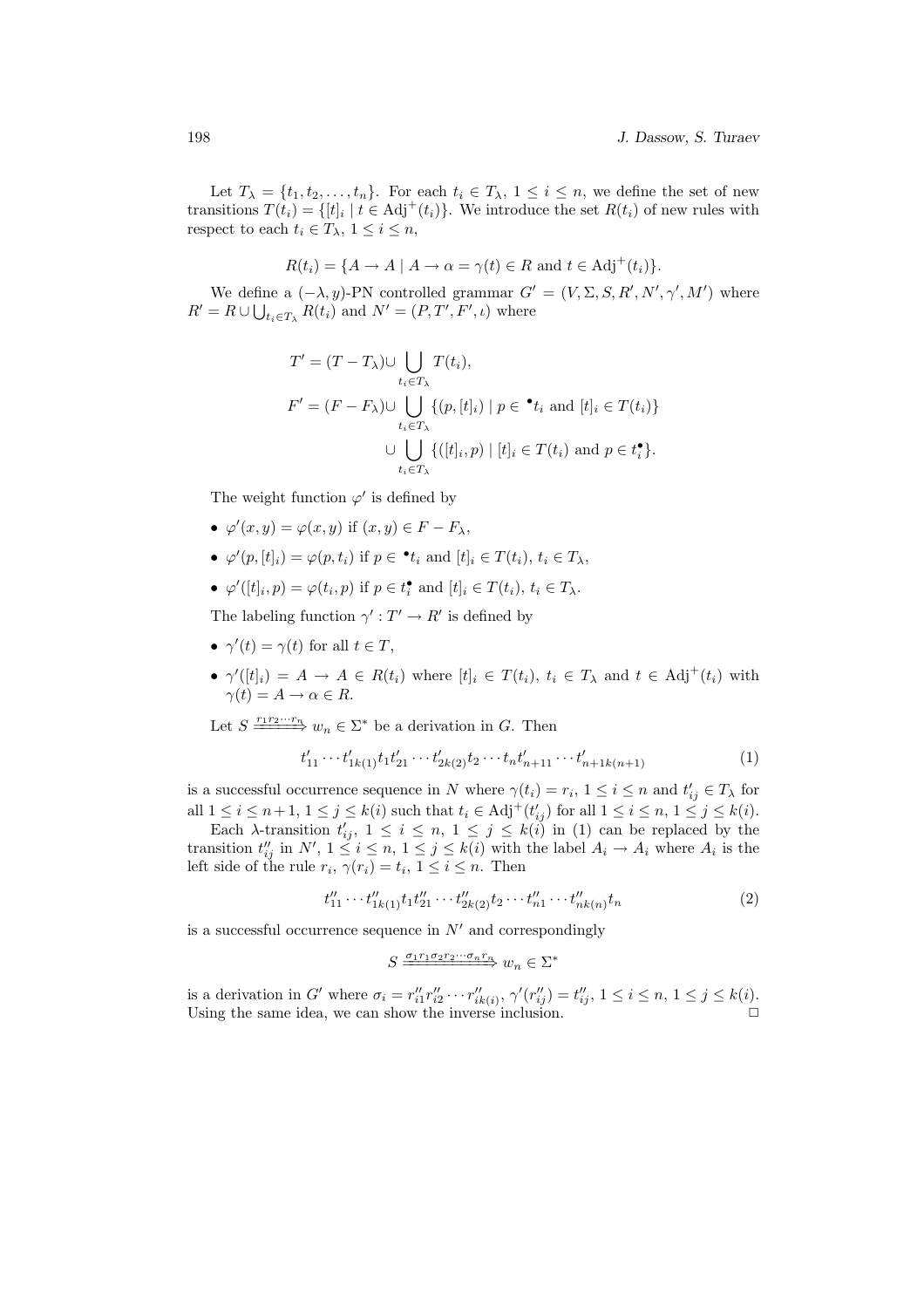Let $T_\lambda = \{t_1, t_2, \ldots, t_n\}$. For each $t_i \in T_\lambda$, $1 \le i \le n$, we define the set of new transitions $T(t_i) = \{[t]_i \mid t \in \mathrm{Adj}^+(t_i)\}$. We introduce the set $R(t_i)$ of new rules with respect to each $t_i \in T_\lambda$, $1 \le i \le n$,

$$R(t_i) = \{A \to A \mid A \to \alpha = \gamma(t) \in R \text{ and } t \in \mathrm{Adj}^+(t_i)\}.$$

We define a $(-\lambda, y)$-PN controlled grammar $G' = (V, \Sigma, S, R', N', \gamma', M')$ where $R' = R \cup \bigcup_{t_i \in T_\lambda} R(t_i)$ and $N' = (P, T', F', \iota)$ where

$$\begin{aligned}
T' &= (T - T_\lambda) \cup \bigcup_{t_i \in T_\lambda} T(t_i), \\
F' &= (F - F_\lambda) \cup \bigcup_{t_i \in T_\lambda} \{(p, [t]_i) \mid p \in {}^\bullet t_i \text{ and } [t]_i \in T(t_i)\} \\
&\quad \cup \bigcup_{t_i \in T_\lambda} \{([t]_i, p) \mid [t]_i \in T(t_i) \text{ and } p \in t_i^\bullet\}.
\end{aligned}$$

The weight function $\varphi'$ is defined by

- $\varphi'(x, y) = \varphi(x, y)$ if $(x, y) \in F - F_\lambda$,
- $\varphi'(p, [t]_i) = \varphi(p, t_i)$ if $p \in {}^\bullet t_i$ and $[t]_i \in T(t_i)$, $t_i \in T_\lambda$,
- $\varphi'([t]_i, p) = \varphi(t_i, p)$ if $p \in t_i^\bullet$ and $[t]_i \in T(t_i)$, $t_i \in T_\lambda$.

The labeling function $\gamma' : T' \to R'$ is defined by

- $\gamma'(t) = \gamma(t)$ for all $t \in T$,
- $\gamma'([t]_i) = A \to A \in R(t_i)$ where $[t]_i \in T(t_i)$, $t_i \in T_\lambda$ and $t \in \mathrm{Adj}^+(t_i)$ with $\gamma(t) = A \to \alpha \in R$.

Let $S \xrightarrow{r_1 r_2 \cdots r_n} w_n \in \Sigma^*$ be a derivation in $G$. Then

$$t'_{11} \cdots t'_{1k(1)} t_1 t'_{21} \cdots t'_{2k(2)} t_2 \cdots t_n t'_{n+11} \cdots t'_{n+1k(n+1)} \tag{1}$$

is a successful occurrence sequence in $N$ where $\gamma(t_i) = r_i$, $1 \le i \le n$ and $t'_{ij} \in T_\lambda$ for all $1 \le i \le n+1$, $1 \le j \le k(i)$ such that $t_i \in \mathrm{Adj}^+(t'_{ij})$ for all $1 \le i \le n$, $1 \le j \le k(i)$.

Each $\lambda$-transition $t'_{ij}$, $1 \le i \le n$, $1 \le j \le k(i)$ in (1) can be replaced by the transition $t''_{ij}$ in $N'$, $1 \le i \le n$, $1 \le j \le k(i)$ with the label $A_i \to A_i$ where $A_i$ is the left side of the rule $r_i$, $\gamma(r_i) = t_i$, $1 \le i \le n$. Then

$$t''_{11} \cdots t''_{1k(1)} t_1 t''_{21} \cdots t''_{2k(2)} t_2 \cdots t''_{n1} \cdots t''_{nk(n)} t_n \tag{2}$$

is a successful occurrence sequence in $N'$ and correspondingly

$$S \xrightarrow{\sigma_1 r_1 \sigma_2 r_2 \cdots \sigma_n r_n} w_n \in \Sigma^*$$

is a derivation in $G'$ where $\sigma_i = r''_{i1} r''_{i2} \cdots r''_{ik(i)}$, $\gamma'(r''_{ij}) = t''_{ij}$, $1 \le i \le n$, $1 \le j \le k(i)$. Using the same idea, we can show the inverse inclusion. $\square$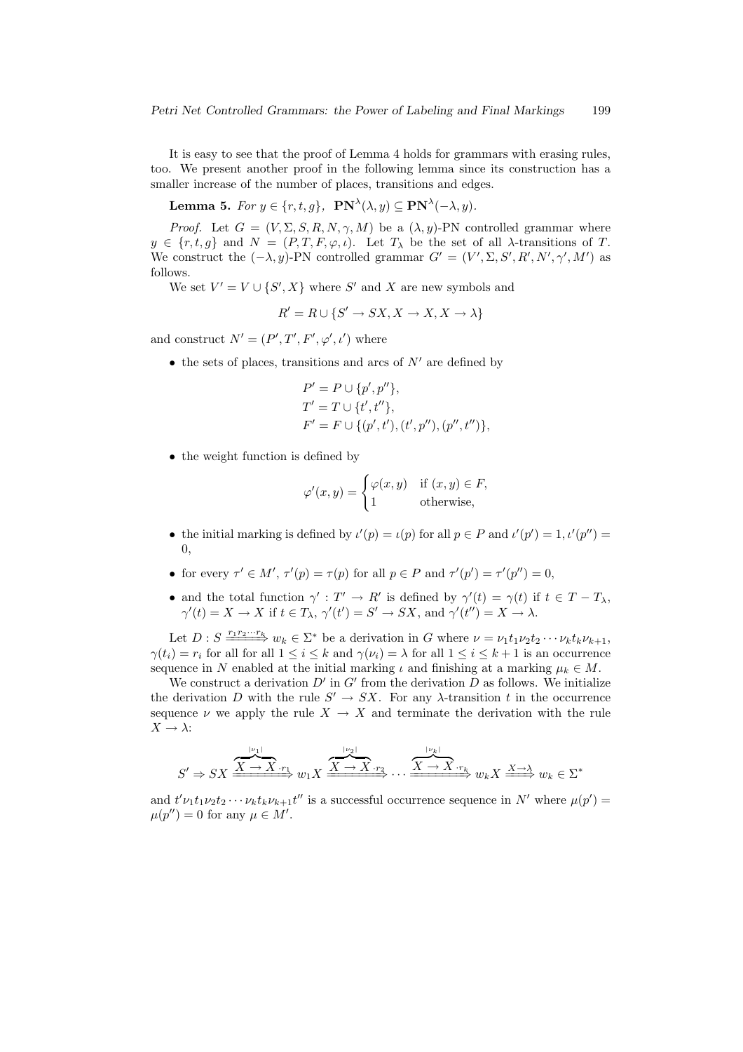It is easy to see that the proof of Lemma 4 holds for grammars with erasing rules, too. We present another proof in the following lemma since its construction has a smaller increase of the number of places, transitions and edges.

**Lemma 5.** *For* $y \in \{r, t, g\}$, $\mathbf{PN}^\lambda(\lambda, y) \subseteq \mathbf{PN}^\lambda(-\lambda, y)$.

*Proof.* Let $G = (V, \Sigma, S, R, N, \gamma, M)$ be a $(\lambda, y)$-PN controlled grammar where $y \in \{r, t, g\}$ and $N = (P, T, F, \varphi, \iota)$. Let $T_\lambda$ be the set of all $\lambda$-transitions of $T$. We construct the $(-\lambda, y)$-PN controlled grammar $G' = (V', \Sigma, S', R', N', \gamma', M')$ as follows.

We set $V' = V \cup \{S', X\}$ where $S'$ and $X$ are new symbols and

$$R' = R \cup \{S' \to SX, X \to X, X \to \lambda\}$$

and construct $N' = (P', T', F', \varphi', \iota')$ where

- the sets of places, transitions and arcs of $N'$ are defined by

$$\begin{aligned}
P' &= P \cup \{p', p''\},\\
T' &= T \cup \{t', t''\},\\
F' &= F \cup \{(p', t'), (t', p''), (p'', t'')\},
\end{aligned}$$

- the weight function is defined by

$$\varphi'(x, y) = \begin{cases} \varphi(x, y) & \text{if } (x, y) \in F,\\ 1 & \text{otherwise,} \end{cases}$$

- the initial marking is defined by $\iota'(p) = \iota(p)$ for all $p \in P$ and $\iota'(p') = 1, \iota'(p'') = 0$,
- for every $\tau' \in M'$, $\tau'(p) = \tau(p)$ for all $p \in P$ and $\tau'(p') = \tau'(p'') = 0$,
- and the total function $\gamma' : T' \to R'$ is defined by $\gamma'(t) = \gamma(t)$ if $t \in T - T_\lambda$, $\gamma'(t) = X \to X$ if $t \in T_\lambda$, $\gamma'(t') = S' \to SX$, and $\gamma'(t'') = X \to \lambda$.

Let $D : S \xRightarrow{r_1 r_2 \cdots r_k} w_k \in \Sigma^*$ be a derivation in $G$ where $\nu = \nu_1 t_1 \nu_2 t_2 \cdots \nu_k t_k \nu_{k+1}$, $\gamma(t_i) = r_i$ for all for all $1 \le i \le k$ and $\gamma(\nu_i) = \lambda$ for all $1 \le i \le k+1$ is an occurrence sequence in $N$ enabled at the initial marking $\iota$ and finishing at a marking $\mu_k \in M$.

We construct a derivation $D'$ in $G'$ from the derivation $D$ as follows. We initialize the derivation $D$ with the rule $S' \to SX$. For any $\lambda$-transition $t$ in the occurrence sequence $\nu$ we apply the rule $X \to X$ and terminate the derivation with the rule $X \to \lambda$:

$$S' \Rightarrow SX \xRightarrow{\overbrace{X \to X}^{|\nu_1|} \cdot r_1} w_1 X \xRightarrow{\overbrace{X \to X}^{|\nu_2|} \cdot r_2} \cdots \xRightarrow{\overbrace{X \to X}^{|\nu_k|} \cdot r_k} w_k X \xRightarrow{X \to \lambda} w_k \in \Sigma^*$$

and $t' \nu_1 t_1 \nu_2 t_2 \cdots \nu_k t_k \nu_{k+1} t''$ is a successful occurrence sequence in $N'$ where $\mu(p') = \mu(p'') = 0$ for any $\mu \in M'$.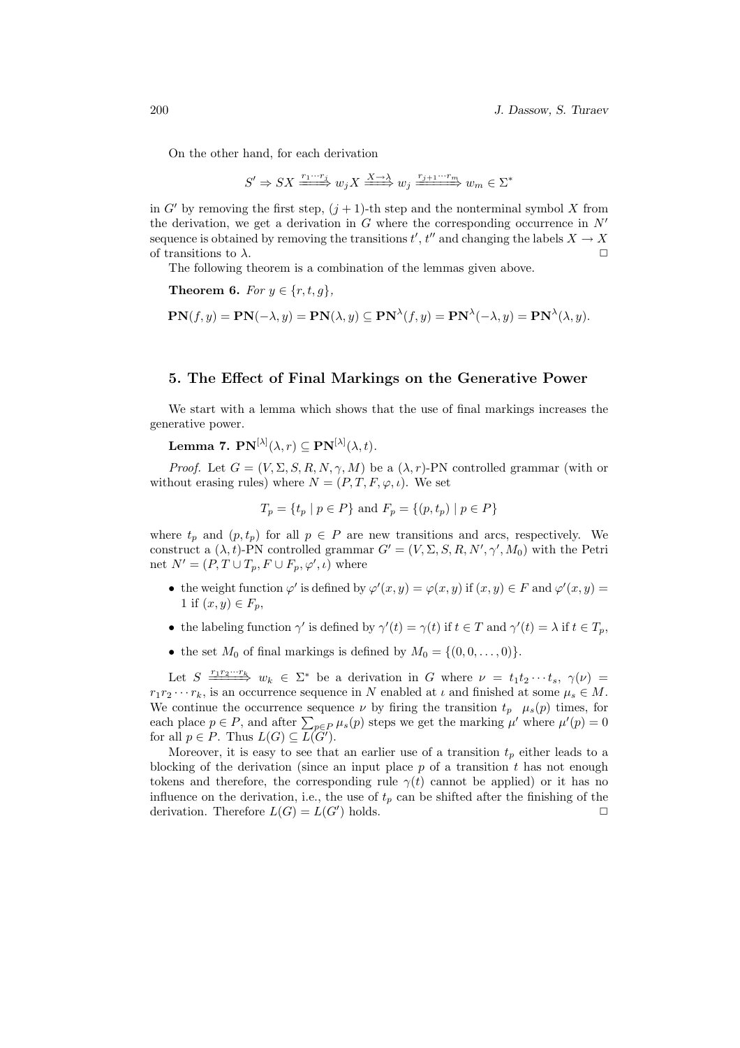On the other hand, for each derivation

$$S' \Rightarrow SX \xrightarrow{r_1 \cdots r_j} w_j X \xrightarrow{X \to \lambda} w_j \xrightarrow{r_{j+1} \cdots r_m} w_m \in \Sigma^*$$

in $G'$ by removing the first step, $(j+1)$-th step and the nonterminal symbol $X$ from the derivation, we get a derivation in $G$ where the corresponding occurrence in $N'$ sequence is obtained by removing the transitions $t', t''$ and changing the labels $X \to X$ of transitions to $\lambda$. □

The following theorem is a combination of the lemmas given above.

**Theorem 6.** *For* $y \in \{r, t, g\}$,

$$\mathbf{PN}(f, y) = \mathbf{PN}(-\lambda, y) = \mathbf{PN}(\lambda, y) \subseteq \mathbf{PN}^{\lambda}(f, y) = \mathbf{PN}^{\lambda}(-\lambda, y) = \mathbf{PN}^{\lambda}(\lambda, y).$$

## 5. The Effect of Final Markings on the Generative Power

We start with a lemma which shows that the use of final markings increases the generative power.

**Lemma 7.** $\mathbf{PN}^{[\lambda]}(\lambda, r) \subseteq \mathbf{PN}^{[\lambda]}(\lambda, t)$.

*Proof.* Let $G = (V, \Sigma, S, R, N, \gamma, M)$ be a $(\lambda, r)$-PN controlled grammar (with or without erasing rules) where $N = (P, T, F, \varphi, \iota)$. We set

$$T_p = \{t_p \mid p \in P\} \text{ and } F_p = \{(p, t_p) \mid p \in P\}$$

where $t_p$ and $(p, t_p)$ for all $p \in P$ are new transitions and arcs, respectively. We construct a $(\lambda, t)$-PN controlled grammar $G' = (V, \Sigma, S, R, N', \gamma', M_0)$ with the Petri net $N' = (P, T \cup T_p, F \cup F_p, \varphi', \iota)$ where

- the weight function $\varphi'$ is defined by $\varphi'(x, y) = \varphi(x, y)$ if $(x, y) \in F$ and $\varphi'(x, y) = 1$ if $(x, y) \in F_p$,
- the labeling function $\gamma'$ is defined by $\gamma'(t) = \gamma(t)$ if $t \in T$ and $\gamma'(t) = \lambda$ if $t \in T_p$,
- the set $M_0$ of final markings is defined by $M_0 = \{(0, 0, \ldots, 0)\}$.

Let $S \xrightarrow{r_1 r_2 \cdots r_k} w_k \in \Sigma^*$ be a derivation in $G$ where $\nu = t_1 t_2 \cdots t_s$, $\gamma(\nu) = r_1 r_2 \cdots r_k$, is an occurrence sequence in $N$ enabled at $\iota$ and finished at some $\mu_s \in M$. We continue the occurrence sequence $\nu$ by firing the transition $t_p$ $\mu_s(p)$ times, for each place $p \in P$, and after $\sum_{p \in P} \mu_s(p)$ steps we get the marking $\mu'$ where $\mu'(p) = 0$ for all $p \in P$. Thus $L(G) \subseteq L(G')$.

Moreover, it is easy to see that an earlier use of a transition $t_p$ either leads to a blocking of the derivation (since an input place $p$ of a transition $t$ has not enough tokens and therefore, the corresponding rule $\gamma(t)$ cannot be applied) or it has no influence on the derivation, i.e., the use of $t_p$ can be shifted after the finishing of the derivation. Therefore $L(G) = L(G')$ holds. □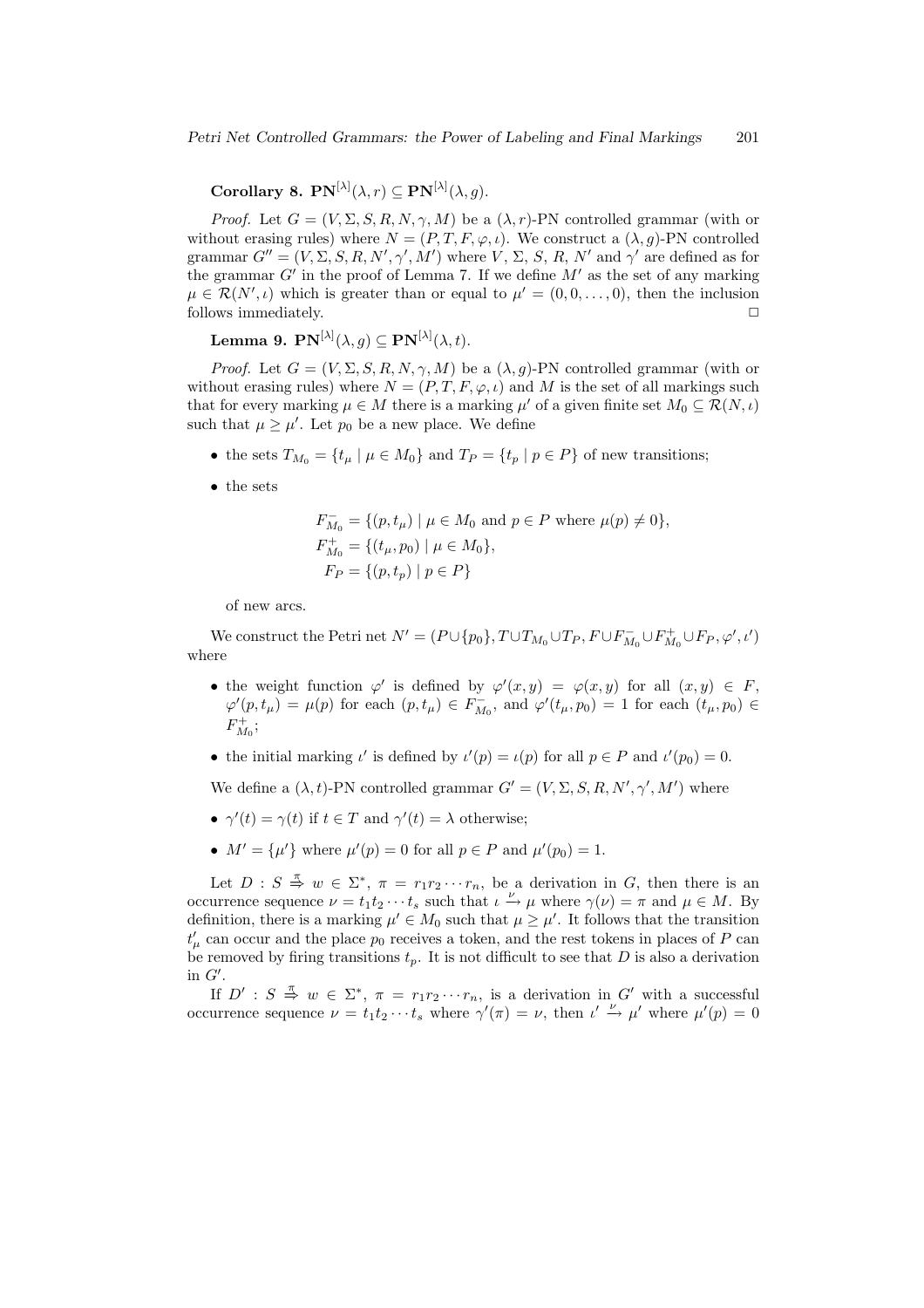**Corollary 8.** $\mathbf{PN}^{[\lambda]}(\lambda, r) \subseteq \mathbf{PN}^{[\lambda]}(\lambda, g)$.

*Proof.* Let $G = (V, \Sigma, S, R, N, \gamma, M)$ be a $(\lambda, r)$-PN controlled grammar (with or without erasing rules) where $N = (P, T, F, \varphi, \iota)$. We construct a $(\lambda, g)$-PN controlled grammar $G'' = (V, \Sigma, S, R, N', \gamma', M')$ where $V$, $\Sigma$, $S$, $R$, $N'$ and $\gamma'$ are defined as for the grammar $G'$ in the proof of Lemma 7. If we define $M'$ as the set of any marking $\mu \in \mathcal{R}(N', \iota)$ which is greater than or equal to $\mu' = (0, 0, \ldots, 0)$, then the inclusion follows immediately. □

**Lemma 9.** $\mathbf{PN}^{[\lambda]}(\lambda, g) \subseteq \mathbf{PN}^{[\lambda]}(\lambda, t)$.

*Proof.* Let $G = (V, \Sigma, S, R, N, \gamma, M)$ be a $(\lambda, g)$-PN controlled grammar (with or without erasing rules) where $N = (P, T, F, \varphi, \iota)$ and $M$ is the set of all markings such that for every marking $\mu \in M$ there is a marking $\mu'$ of a given finite set $M_0 \subseteq \mathcal{R}(N, \iota)$ such that $\mu \geq \mu'$. Let $p_0$ be a new place. We define

- the sets $T_{M_0} = \{t_\mu \mid \mu \in M_0\}$ and $T_P = \{t_p \mid p \in P\}$ of new transitions;
- the sets

$$F^-_{M_0} = \{(p, t_\mu) \mid \mu \in M_0 \text{ and } p \in P \text{ where } \mu(p) \neq 0\},$$
$$F^+_{M_0} = \{(t_\mu, p_0) \mid \mu \in M_0\},$$
$$F_P = \{(p, t_p) \mid p \in P\}$$

  of new arcs.

We construct the Petri net $N' = (P \cup \{p_0\}, T \cup T_{M_0} \cup T_P, F \cup F^-_{M_0} \cup F^+_{M_0} \cup F_P, \varphi', \iota')$ where

- the weight function $\varphi'$ is defined by $\varphi'(x, y) = \varphi(x, y)$ for all $(x, y) \in F$, $\varphi'(p, t_\mu) = \mu(p)$ for each $(p, t_\mu) \in F^-_{M_0}$, and $\varphi'(t_\mu, p_0) = 1$ for each $(t_\mu, p_0) \in F^+_{M_0}$;
- the initial marking $\iota'$ is defined by $\iota'(p) = \iota(p)$ for all $p \in P$ and $\iota'(p_0) = 0$.

We define a $(\lambda, t)$-PN controlled grammar $G' = (V, \Sigma, S, R, N', \gamma', M')$ where

- $\gamma'(t) = \gamma(t)$ if $t \in T$ and $\gamma'(t) = \lambda$ otherwise;
- $M' = \{\mu'\}$ where $\mu'(p) = 0$ for all $p \in P$ and $\mu'(p_0) = 1$.

Let $D : S \overset{\pi}{\Rightarrow} w \in \Sigma^*$, $\pi = r_1 r_2 \cdots r_n$, be a derivation in $G$, then there is an occurrence sequence $\nu = t_1 t_2 \cdots t_s$ such that $\iota \xrightarrow{\nu} \mu$ where $\gamma(\nu) = \pi$ and $\mu \in M$. By definition, there is a marking $\mu' \in M_0$ such that $\mu \geq \mu'$. It follows that the transition $t'_\mu$ can occur and the place $p_0$ receives a token, and the rest tokens in places of $P$ can be removed by firing transitions $t_p$. It is not difficult to see that $D$ is also a derivation in $G'$.

If $D' : S \overset{\pi}{\Rightarrow} w \in \Sigma^*$, $\pi = r_1 r_2 \cdots r_n$, is a derivation in $G'$ with a successful occurrence sequence $\nu = t_1 t_2 \cdots t_s$ where $\gamma'(\pi) = \nu$, then $\iota' \xrightarrow{\nu} \mu'$ where $\mu'(p) = 0$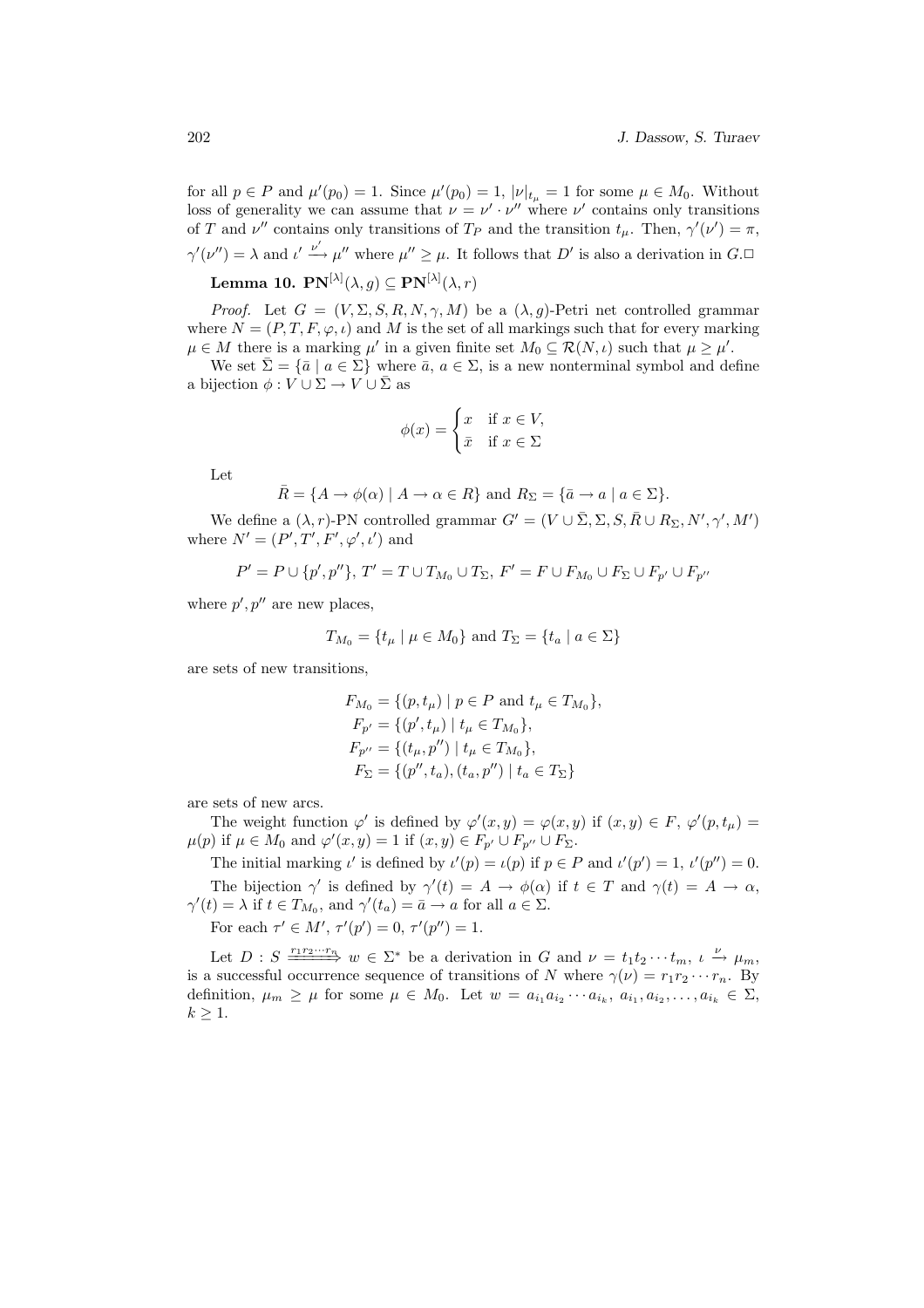for all $p \in P$ and $\mu'(p_0) = 1$. Since $\mu'(p_0) = 1$, $|\nu|_{t_\mu} = 1$ for some $\mu \in M_0$. Without loss of generality we can assume that $\nu = \nu' \cdot \nu''$ where $\nu'$ contains only transitions of $T$ and $\nu''$ contains only transitions of $T_P$ and the transition $t_\mu$. Then, $\gamma'(\nu') = \pi$, $\gamma'(\nu'') = \lambda$ and $\iota' \xrightarrow{\nu'} \mu''$ where $\mu'' \geq \mu$. It follows that $D'$ is also a derivation in $G$.□

**Lemma 10.** $\mathbf{PN}^{[\lambda]}(\lambda, g) \subseteq \mathbf{PN}^{[\lambda]}(\lambda, r)$

*Proof.* Let $G = (V, \Sigma, S, R, N, \gamma, M)$ be a $(\lambda, g)$-Petri net controlled grammar where $N = (P, T, F, \varphi, \iota)$ and $M$ is the set of all markings such that for every marking $\mu \in M$ there is a marking $\mu'$ in a given finite set $M_0 \subseteq \mathcal{R}(N, \iota)$ such that $\mu \geq \mu'$.

We set $\bar{\Sigma} = \{\bar{a} \mid a \in \Sigma\}$ where $\bar{a}$, $a \in \Sigma$, is a new nonterminal symbol and define a bijection $\phi : V \cup \Sigma \to V \cup \bar{\Sigma}$ as

$$\phi(x) = \begin{cases} x & \text{if } x \in V, \\ \bar{x} & \text{if } x \in \Sigma \end{cases}$$

Let

$$\bar{R} = \{A \to \phi(\alpha) \mid A \to \alpha \in R\} \text{ and } R_\Sigma = \{\bar{a} \to a \mid a \in \Sigma\}.$$

We define a $(\lambda, r)$-PN controlled grammar $G' = (V \cup \bar{\Sigma}, \Sigma, S, \bar{R} \cup R_\Sigma, N', \gamma', M')$ where $N' = (P', T', F', \varphi', \iota')$ and

$$P' = P \cup \{p', p''\},\ T' = T \cup T_{M_0} \cup T_\Sigma,\ F' = F \cup F_{M_0} \cup F_\Sigma \cup F_{p'} \cup F_{p''}$$

where $p', p''$ are new places,

$$T_{M_0} = \{t_\mu \mid \mu \in M_0\} \text{ and } T_\Sigma = \{t_a \mid a \in \Sigma\}$$

are sets of new transitions,

$$\begin{aligned} F_{M_0} &= \{(p, t_\mu) \mid p \in P \text{ and } t_\mu \in T_{M_0}\}, \\ F_{p'} &= \{(p', t_\mu) \mid t_\mu \in T_{M_0}\}, \\ F_{p''} &= \{(t_\mu, p'') \mid t_\mu \in T_{M_0}\}, \\ F_\Sigma &= \{(p'', t_a), (t_a, p'') \mid t_a \in T_\Sigma\} \end{aligned}$$

are sets of new arcs.

The weight function $\varphi'$ is defined by $\varphi'(x, y) = \varphi(x, y)$ if $(x, y) \in F$, $\varphi'(p, t_\mu) = \mu(p)$ if $\mu \in M_0$ and $\varphi'(x, y) = 1$ if $(x, y) \in F_{p'} \cup F_{p''} \cup F_\Sigma$.

The initial marking $\iota'$ is defined by $\iota'(p) = \iota(p)$ if $p \in P$ and $\iota'(p') = 1$, $\iota'(p'') = 0$.

The bijection $\gamma'$ is defined by $\gamma'(t) = A \to \phi(\alpha)$ if $t \in T$ and $\gamma(t) = A \to \alpha$, $\gamma'(t) = \lambda$ if $t \in T_{M_0}$, and $\gamma'(t_a) = \bar{a} \to a$ for all $a \in \Sigma$.

For each $\tau' \in M'$, $\tau'(p') = 0$, $\tau'(p'') = 1$.

Let $D : S \xRightarrow{r_1 r_2 \cdots r_n} w \in \Sigma^*$ be a derivation in $G$ and $\nu = t_1 t_2 \cdots t_m$, $\iota \xrightarrow{\nu} \mu_m$, is a successful occurrence sequence of transitions of $N$ where $\gamma(\nu) = r_1 r_2 \cdots r_n$. By definition, $\mu_m \geq \mu$ for some $\mu \in M_0$. Let $w = a_{i_1} a_{i_2} \cdots a_{i_k}$, $a_{i_1}, a_{i_2}, \ldots, a_{i_k} \in \Sigma$, $k \geq 1$.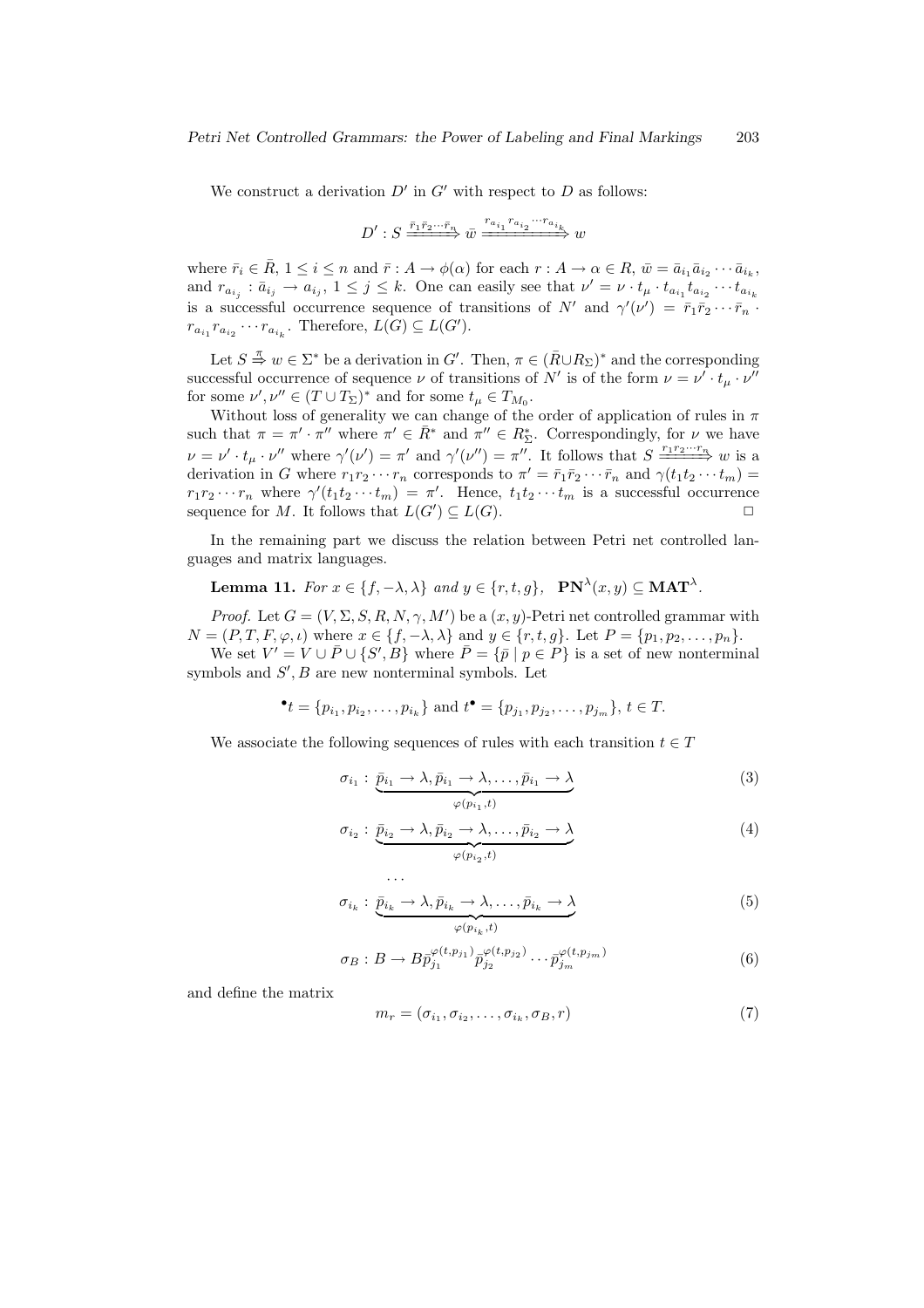We construct a derivation $D'$ in $G'$ with respect to $D$ as follows:

$$D' : S \xRightarrow{\bar{r}_1 \bar{r}_2 \cdots \bar{r}_n} \bar{w} \xRightarrow{r_{a_{i_1}} r_{a_{i_2}} \cdots r_{a_{i_k}}} w$$

where $\bar{r}_i \in \bar{R}$, $1 \leq i \leq n$ and $\bar{r} : A \to \phi(\alpha)$ for each $r : A \to \alpha \in R$, $\bar{w} = \bar{a}_{i_1} \bar{a}_{i_2} \cdots \bar{a}_{i_k}$, and $r_{a_{i_j}} : \bar{a}_{i_j} \to a_{i_j}$, $1 \leq j \leq k$. One can easily see that $\nu' = \nu \cdot t_\mu \cdot t_{a_{i_1}} t_{a_{i_2}} \cdots t_{a_{i_k}}$ is a successful occurrence sequence of transitions of $N'$ and $\gamma'(\nu') = \bar{r}_1 \bar{r}_2 \cdots \bar{r}_n \cdot r_{a_{i_1}} r_{a_{i_2}} \cdots r_{a_{i_k}}$. Therefore, $L(G) \subseteq L(G')$.

Let $S \overset{\pi}{\Rightarrow} w \in \Sigma^*$ be a derivation in $G'$. Then, $\pi \in (\bar{R} \cup R_\Sigma)^*$ and the corresponding successful occurrence of sequence $\nu$ of transitions of $N'$ is of the form $\nu = \nu' \cdot t_\mu \cdot \nu''$ for some $\nu', \nu'' \in (T \cup T_\Sigma)^*$ and for some $t_\mu \in T_{M_0}$.

Without loss of generality we can change of the order of application of rules in $\pi$ such that $\pi = \pi' \cdot \pi''$ where $\pi' \in \bar{R}^*$ and $\pi'' \in R_\Sigma^*$. Correspondingly, for $\nu$ we have $\nu = \nu' \cdot t_\mu \cdot \nu''$ where $\gamma'(\nu') = \pi'$ and $\gamma'(\nu'') = \pi''$. It follows that $S \xRightarrow{r_1 r_2 \cdots r_n} w$ is a derivation in $G$ where $r_1 r_2 \cdots r_n$ corresponds to $\pi' = \bar{r}_1 \bar{r}_2 \cdots \bar{r}_n$ and $\gamma(t_1 t_2 \cdots t_m) = r_1 r_2 \cdots r_n$ where $\gamma'(t_1 t_2 \cdots t_m) = \pi'$. Hence, $t_1 t_2 \cdots t_m$ is a successful occurrence sequence for $M$. It follows that $L(G') \subseteq L(G)$. □

In the remaining part we discuss the relation between Petri net controlled languages and matrix languages.

**Lemma 11.** *For $x \in \{f, -\lambda, \lambda\}$ and $y \in \{r, t, g\}$,* $\mathbf{PN}^\lambda(x, y) \subseteq \mathbf{MAT}^\lambda$.

*Proof.* Let $G = (V, \Sigma, S, R, N, \gamma, M')$ be a $(x, y)$-Petri net controlled grammar with $N = (P, T, F, \varphi, \iota)$ where $x \in \{f, -\lambda, \lambda\}$ and $y \in \{r, t, g\}$. Let $P = \{p_1, p_2, \ldots, p_n\}$.

We set $V' = V \cup \bar{P} \cup \{S', B\}$ where $\bar{P} = \{\bar{p} \mid p \in P\}$ is a set of new nonterminal symbols and $S', B$ are new nonterminal symbols. Let

$$^\bullet t = \{p_{i_1}, p_{i_2}, \ldots, p_{i_k}\} \text{ and } t^\bullet = \{p_{j_1}, p_{j_2}, \ldots, p_{j_m}\},\ t \in T.$$

We associate the following sequences of rules with each transition $t \in T$

$$\sigma_{i_1} : \underbrace{\bar{p}_{i_1} \to \lambda, \bar{p}_{i_1} \to \lambda, \ldots, \bar{p}_{i_1} \to \lambda}_{\varphi(p_{i_1}, t)} \tag{3}$$

$$\sigma_{i_2} : \underbrace{\bar{p}_{i_2} \to \lambda, \bar{p}_{i_2} \to \lambda, \ldots, \bar{p}_{i_2} \to \lambda}_{\varphi(p_{i_2}, t)} \tag{4}$$

$$\ldots$$

$$\sigma_{i_k} : \underbrace{\bar{p}_{i_k} \to \lambda, \bar{p}_{i_k} \to \lambda, \ldots, \bar{p}_{i_k} \to \lambda}_{\varphi(p_{i_k}, t)} \tag{5}$$

$$\sigma_B : B \to B \bar{p}_{j_1}^{\varphi(t, p_{j_1})} \bar{p}_{j_2}^{\varphi(t, p_{j_2})} \cdots \bar{p}_{j_m}^{\varphi(t, p_{j_m})} \tag{6}$$

and define the matrix

$$m_r = (\sigma_{i_1}, \sigma_{i_2}, \ldots, \sigma_{i_k}, \sigma_B, r) \tag{7}$$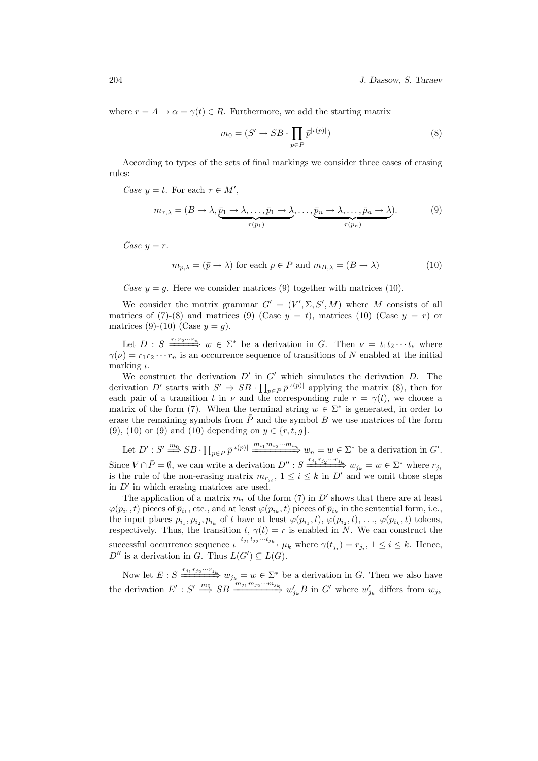where $r = A \to \alpha = \gamma(t) \in R$. Furthermore, we add the starting matrix

$$m_0 = (S' \to SB \cdot \prod_{p \in P} \bar{p}^{|\iota(p)|}) \tag{8}$$

According to types of the sets of final markings we consider three cases of erasing rules:

*Case* $y = t$. For each $\tau \in M'$,

$$m_{\tau,\lambda} = (B \to \lambda, \underbrace{\bar{p}_1 \to \lambda, \ldots, \bar{p}_1 \to \lambda}_{\tau(p_1)}, \ldots, \underbrace{\bar{p}_n \to \lambda, \ldots, \bar{p}_n \to \lambda}_{\tau(p_n)}). \tag{9}$$

*Case* $y = r$.

$$m_{p,\lambda} = (\bar{p} \to \lambda) \text{ for each } p \in P \text{ and } m_{B,\lambda} = (B \to \lambda) \tag{10}$$

*Case* $y = g$. Here we consider matrices (9) together with matrices (10).

We consider the matrix grammar $G' = (V', \Sigma, S', M)$ where $M$ consists of all matrices of (7)-(8) and matrices (9) (Case $y = t$), matrices (10) (Case $y = r$) or matrices (9)-(10) (Case $y = g$).

Let $D : S \xRightarrow{r_1 r_2 \cdots r_n} w \in \Sigma^*$ be a derivation in $G$. Then $\nu = t_1 t_2 \cdots t_s$ where $\gamma(\nu) = r_1 r_2 \cdots r_n$ is an occurrence sequence of transitions of $N$ enabled at the initial marking $\iota$.

We construct the derivation $D'$ in $G'$ which simulates the derivation $D$. The derivation $D'$ starts with $S' \Rightarrow SB \cdot \prod_{p \in P} \bar{p}^{|\iota(p)|}$ applying the matrix (8), then for each pair of a transition $t$ in $\nu$ and the corresponding rule $r = \gamma(t)$, we choose a matrix of the form (7). When the terminal string $w \in \Sigma^*$ is generated, in order to erase the remaining symbols from $\bar{P}$ and the symbol $B$ we use matrices of the form (9), (10) or (9) and (10) depending on $y \in \{r, t, g\}$.

Let $D' : S' \xRightarrow{m_0} SB \cdot \prod_{p \in P} \bar{p}^{|\iota(p)|} \xRightarrow{m_{i_1} m_{i_2} \cdots m_{i_n}} w_n = w \in \Sigma^*$ be a derivation in $G'$. Since $V \cap \bar{P} = \emptyset$, we can write a derivation $D'' : S \xRightarrow{r_{j_1} r_{j_2} \cdots r_{j_k}} w_{j_k} = w \in \Sigma^*$ where $r_{j_i}$ is the rule of the non-erasing matrix $m_{r_{j_i}}$, $1 \leq i \leq k$ in $D'$ and we omit those steps in $D'$ in which erasing matrices are used.

The application of a matrix $m_r$ of the form (7) in $D'$ shows that there are at least $\varphi(p_{i_1}, t)$ pieces of $\bar{p}_{i_1}$, etc., and at least $\varphi(p_{i_k}, t)$ pieces of $\bar{p}_{i_k}$ in the sentential form, i.e., the input places $p_{i_1}, p_{i_2}, p_{i_k}$ of $t$ have at least $\varphi(p_{i_1}, t)$, $\varphi(p_{i_2}, t)$, $\ldots$, $\varphi(p_{i_k}, t)$ tokens, respectively. Thus, the transition $t$, $\gamma(t) = r$ is enabled in $N$. We can construct the successful occurrence sequence $\iota \xrightarrow{t_{j_1} t_{j_2} \cdots t_{j_k}} \mu_k$ where $\gamma(t_{j_i}) = r_{j_i}$, $1 \leq i \leq k$. Hence, $D''$ is a derivation in $G$. Thus $L(G') \subseteq L(G)$.

Now let $E : S \xRightarrow{r_{j_1} r_{j_2} \cdots r_{j_k}} w_{j_k} = w \in \Sigma^*$ be a derivation in $G$. Then we also have the derivation $E' : S' \xRightarrow{m_0} SB \xRightarrow{m_{j_1} m_{j_2} \cdots m_{j_k}} w'_{j_k} B$ in $G'$ where $w'_{j_k}$ differs from $w_{j_k}$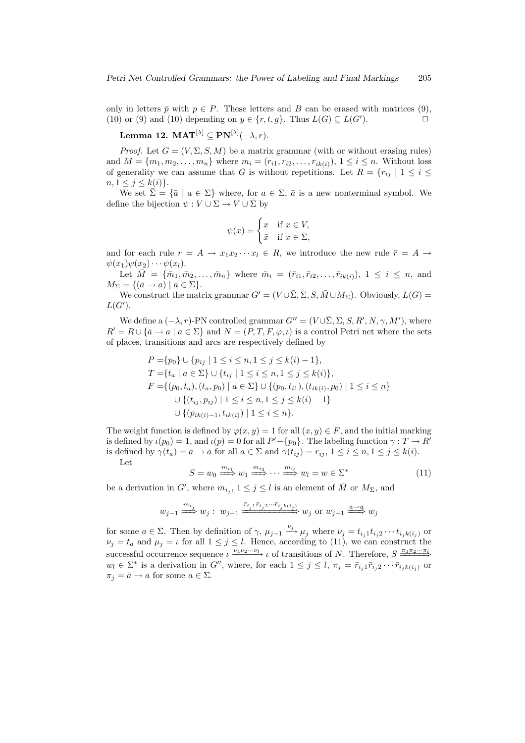only in letters $\bar{p}$ with $p \in P$. These letters and $B$ can be erased with matrices (9), (10) or (9) and (10) depending on $y \in \{r, t, g\}$. Thus $L(G) \subseteq L(G')$. □

**Lemma 12.** $\mathbf{MAT}^{[\lambda]} \subseteq \mathbf{PN}^{[\lambda]}(-\lambda, r)$.

*Proof.* Let $G = (V, \Sigma, S, M)$ be a matrix grammar (with or without erasing rules) and $M = \{m_1, m_2, \ldots, m_n\}$ where $m_i = (r_{i1}, r_{i2}, \ldots, r_{ik(i)})$, $1 \leq i \leq n$. Without loss of generality we can assume that $G$ is without repetitions. Let $R = \{r_{ij} \mid 1 \leq i \leq n, 1 \leq j \leq k(i)\}$.

We set $\bar{\Sigma} = \{\bar{a} \mid a \in \Sigma\}$ where, for $a \in \Sigma$, $\bar{a}$ is a new nonterminal symbol. We define the bijection $\psi : V \cup \Sigma \to V \cup \bar{\Sigma}$ by

$$\psi(x) = \begin{cases} x & \text{if } x \in V, \\ \bar{x} & \text{if } x \in \Sigma, \end{cases}$$

and for each rule $r = A \to x_1 x_2 \cdots x_l \in R$, we introduce the new rule $\bar{r} = A \to \psi(x_1)\psi(x_2)\cdots\psi(x_l)$.

Let $\bar{M} = \{\bar{m}_1, \bar{m}_2, \ldots, \bar{m}_n\}$ where $\bar{m}_i = (\bar{r}_{i1}, \bar{r}_{i2}, \ldots, \bar{r}_{ik(i)})$, $1 \leq i \leq n$, and $M_\Sigma = \{(\bar{a} \to a) \mid a \in \Sigma\}$.

We construct the matrix grammar $G' = (V \cup \bar{\Sigma}, \Sigma, S, \bar{M} \cup M_\Sigma)$. Obviously, $L(G) = L(G')$.

We define a $(-\lambda, r)$-PN controlled grammar $G'' = (V \cup \bar{\Sigma}, \Sigma, S, R', N, \gamma, M')$, where $R' = R \cup \{\bar{a} \to a \mid a \in \Sigma\}$ and $N = (P, T, F, \varphi, \iota)$ is a control Petri net where the sets of places, transitions and arcs are respectively defined by

$$\begin{aligned}
P = &\{p_0\} \cup \{p_{ij} \mid 1 \leq i \leq n, 1 \leq j \leq k(i) - 1\}, \\
T = &\{t_a \mid a \in \Sigma\} \cup \{t_{ij} \mid 1 \leq i \leq n, 1 \leq j \leq k(i)\}, \\
F = &\{(p_0, t_a), (t_a, p_0) \mid a \in \Sigma\} \cup \{(p_0, t_{i1}), (t_{ik(i)}, p_0) \mid 1 \leq i \leq n\} \\
&\cup \{(t_{ij}, p_{ij}) \mid 1 \leq i \leq n, 1 \leq j \leq k(i) - 1\} \\
&\cup \{(p_{ik(i)-1}, t_{ik(i)}) \mid 1 \leq i \leq n\}.
\end{aligned}$$

The weight function is defined by $\varphi(x, y) = 1$ for all $(x, y) \in F$, and the initial marking is defined by $\iota(p_0) = 1$, and $\iota(p) = 0$ for all $P' - \{p_0\}$. The labeling function $\gamma : T \to R'$ is defined by $\gamma(t_a) = \bar{a} \to a$ for all $a \in \Sigma$ and $\gamma(t_{ij}) = r_{ij}$, $1 \leq i \leq n, 1 \leq j \leq k(i)$.

Let

$$S = w_0 \xrightarrow{m_{i_1}} w_1 \xrightarrow{m_{i_2}} \cdots \xrightarrow{m_{i_l}} w_l = w \in \Sigma^* \tag{11}$$

be a derivation in $G'$, where $m_{i_j}$, $1 \leq j \leq l$ is an element of $\bar{M}$ or $M_\Sigma$, and

$$w_{j-1} \xrightarrow{m_{i_j}} w_j : \ w_{j-1} \xrightarrow{\bar{r}_{i_j 1} \bar{r}_{i_j 2} \cdots \bar{r}_{i_j k(i_j)}} w_j \text{ or } w_{j-1} \xrightarrow{\bar{a} \to a} w_j$$

for some $a \in \Sigma$. Then by definition of $\gamma$, $\mu_{j-1} \xrightarrow{\nu_j} \mu_j$ where $\nu_j = t_{i_j 1} t_{i_j 2} \cdots t_{i_j k(i_j)}$ or $\nu_j = t_a$ and $\mu_j = \iota$ for all $1 \leq j \leq l$. Hence, according to (11), we can construct the successful occurrence sequence $\iota \xrightarrow{\nu_1 \nu_2 \cdots \nu_l} \iota$ of transitions of $N$. Therefore, $S \xrightarrow{\pi_1 \pi_2 \cdots \pi_l} w_l \in \Sigma^*$ is a derivation in $G''$, where, for each $1 \leq j \leq l$, $\pi_j = \bar{r}_{i_j 1} \bar{r}_{i_j 2} \cdots \bar{r}_{i_j k(i_j)}$ or $\pi_j = \bar{a} \to a$ for some $a \in \Sigma$.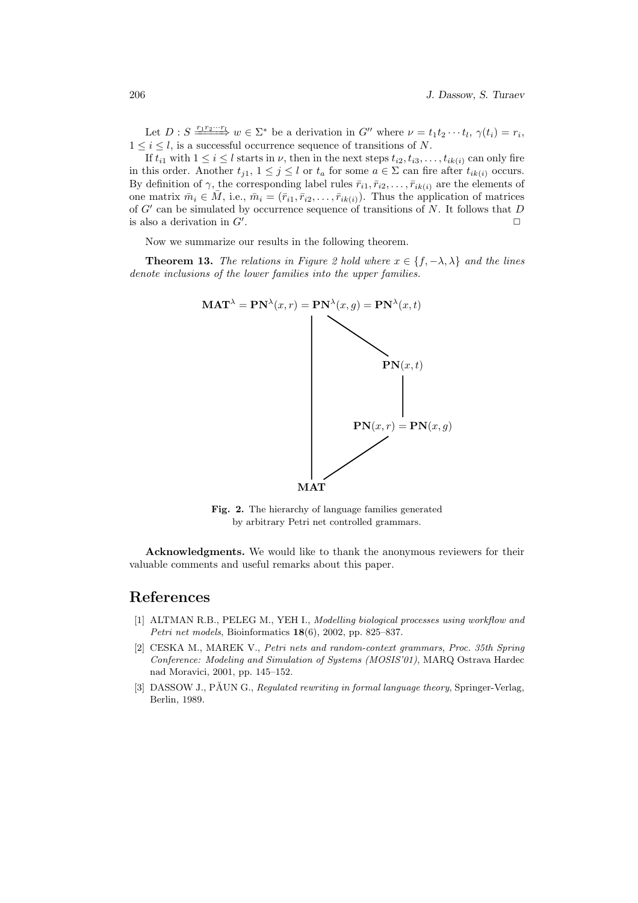Let $D : S \xrightarrow{r_1 r_2 \cdots r_l} w \in \Sigma^*$ be a derivation in $G''$ where $\nu = t_1 t_2 \cdots t_l$, $\gamma(t_i) = r_i$, $1 \le i \le l$, is a successful occurrence sequence of transitions of $N$.

If $t_{i1}$ with $1 \le i \le l$ starts in $\nu$, then in the next steps $t_{i2}, t_{i3}, \ldots, t_{ik(i)}$ can only fire in this order. Another $t_{j1}$, $1 \le j \le l$ or $t_a$ for some $a \in \Sigma$ can fire after $t_{ik(i)}$ occurs. By definition of $\gamma$, the corresponding label rules $\bar{r}_{i1}, \bar{r}_{i2}, \ldots, \bar{r}_{ik(i)}$ are the elements of one matrix $\bar{m}_i \in \bar{M}$, i.e., $\bar{m}_i = (\bar{r}_{i1}, \bar{r}_{i2}, \ldots, \bar{r}_{ik(i)})$. Thus the application of matrices of $G'$ can be simulated by occurrence sequence of transitions of $N$. It follows that $D$ is also a derivation in $G'$. □

Now we summarize our results in the following theorem.

**Theorem 13.** *The relations in Figure 2 hold where $x \in \{f, -\lambda, \lambda\}$ and the lines denote inclusions of the lower families into the upper families.*

$$\mathbf{MAT}^\lambda = \mathbf{PN}^\lambda(x,r) = \mathbf{PN}^\lambda(x,g) = \mathbf{PN}^\lambda(x,t)$$

$$\mathbf{PN}(x,t)$$

$$\mathbf{PN}(x,r) = \mathbf{PN}(x,g)$$

$$\mathbf{MAT}$$

**Fig. 2.** The hierarchy of language families generated by arbitrary Petri net controlled grammars.

**Acknowledgments.** We would like to thank the anonymous reviewers for their valuable comments and useful remarks about this paper.

# References

[1] ALTMAN R.B., PELEG M., YEH I., *Modelling biological processes using workflow and Petri net models*, Bioinformatics **18**(6), 2002, pp. 825–837.

[2] CESKA M., MAREK V., *Petri nets and random-context grammars*, *Proc. 35th Spring Conference: Modeling and Simulation of Systems (MOSIS'01)*, MARQ Ostrava Hardec nad Moravici, 2001, pp. 145–152.

[3] DASSOW J., PĂUN G., *Regulated rewriting in formal language theory*, Springer-Verlag, Berlin, 1989.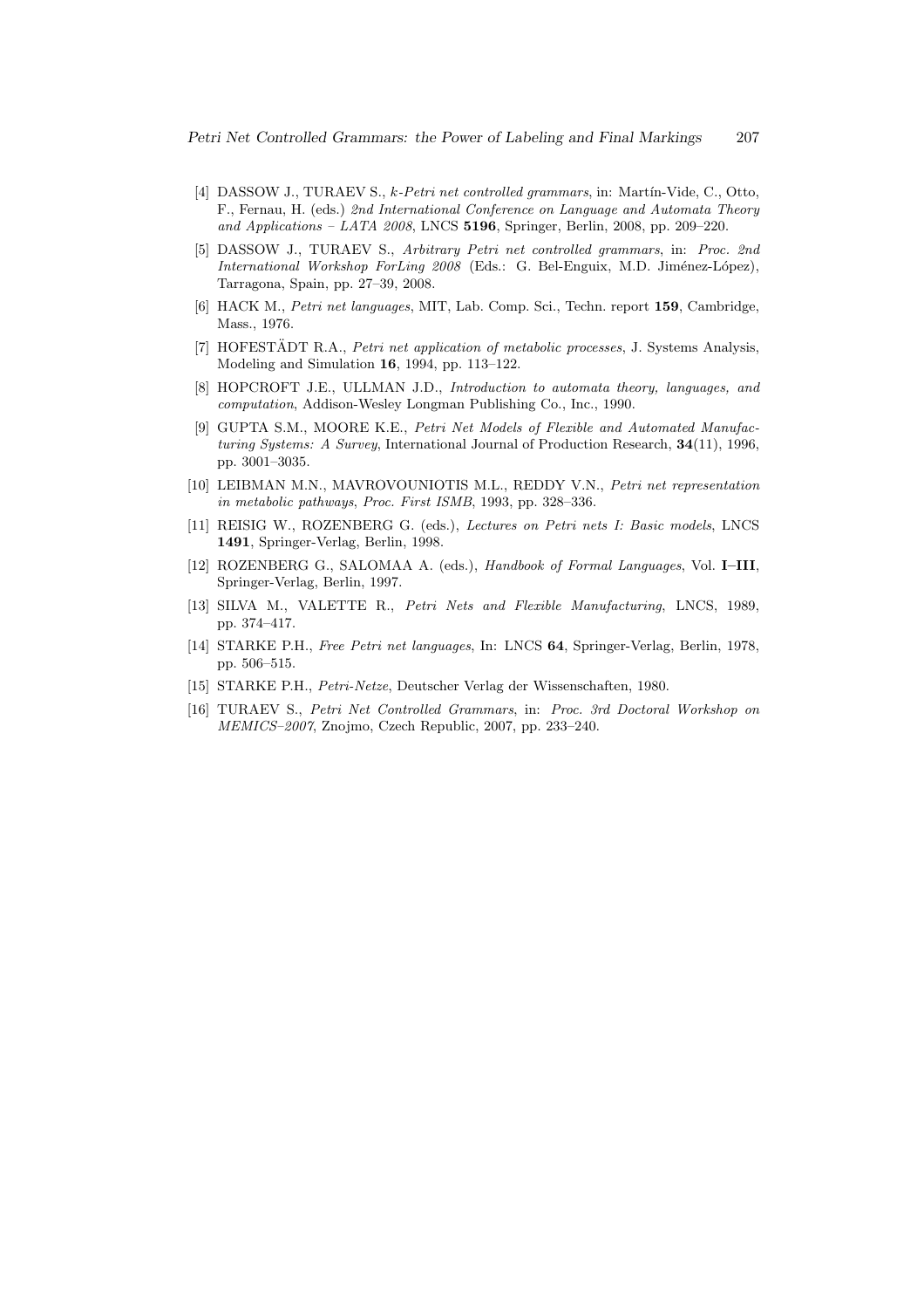[4] DASSOW J., TURAEV S., *k-Petri net controlled grammars*, in: Martín-Vide, C., Otto, F., Fernau, H. (eds.) *2nd International Conference on Language and Automata Theory and Applications – LATA 2008*, LNCS **5196**, Springer, Berlin, 2008, pp. 209–220.

[5] DASSOW J., TURAEV S., *Arbitrary Petri net controlled grammars*, in: *Proc. 2nd International Workshop ForLing 2008* (Eds.: G. Bel-Enguix, M.D. Jiménez-López), Tarragona, Spain, pp. 27–39, 2008.

[6] HACK M., *Petri net languages*, MIT, Lab. Comp. Sci., Techn. report **159**, Cambridge, Mass., 1976.

[7] HOFESTÄDT R.A., *Petri net application of metabolic processes*, J. Systems Analysis, Modeling and Simulation **16**, 1994, pp. 113–122.

[8] HOPCROFT J.E., ULLMAN J.D., *Introduction to automata theory, languages, and computation*, Addison-Wesley Longman Publishing Co., Inc., 1990.

[9] GUPTA S.M., MOORE K.E., *Petri Net Models of Flexible and Automated Manufacturing Systems: A Survey*, International Journal of Production Research, **34**(11), 1996, pp. 3001–3035.

[10] LEIBMAN M.N., MAVROVOUNIOTIS M.L., REDDY V.N., *Petri net representation in metabolic pathways*, *Proc. First ISMB*, 1993, pp. 328–336.

[11] REISIG W., ROZENBERG G. (eds.), *Lectures on Petri nets I: Basic models*, LNCS **1491**, Springer-Verlag, Berlin, 1998.

[12] ROZENBERG G., SALOMAA A. (eds.), *Handbook of Formal Languages*, Vol. **I–III**, Springer-Verlag, Berlin, 1997.

[13] SILVA M., VALETTE R., *Petri Nets and Flexible Manufacturing*, LNCS, 1989, pp. 374–417.

[14] STARKE P.H., *Free Petri net languages*, In: LNCS **64**, Springer-Verlag, Berlin, 1978, pp. 506–515.

[15] STARKE P.H., *Petri-Netze*, Deutscher Verlag der Wissenschaften, 1980.

[16] TURAEV S., *Petri Net Controlled Grammars*, in: *Proc. 3rd Doctoral Workshop on MEMICS–2007*, Znojmo, Czech Republic, 2007, pp. 233–240.